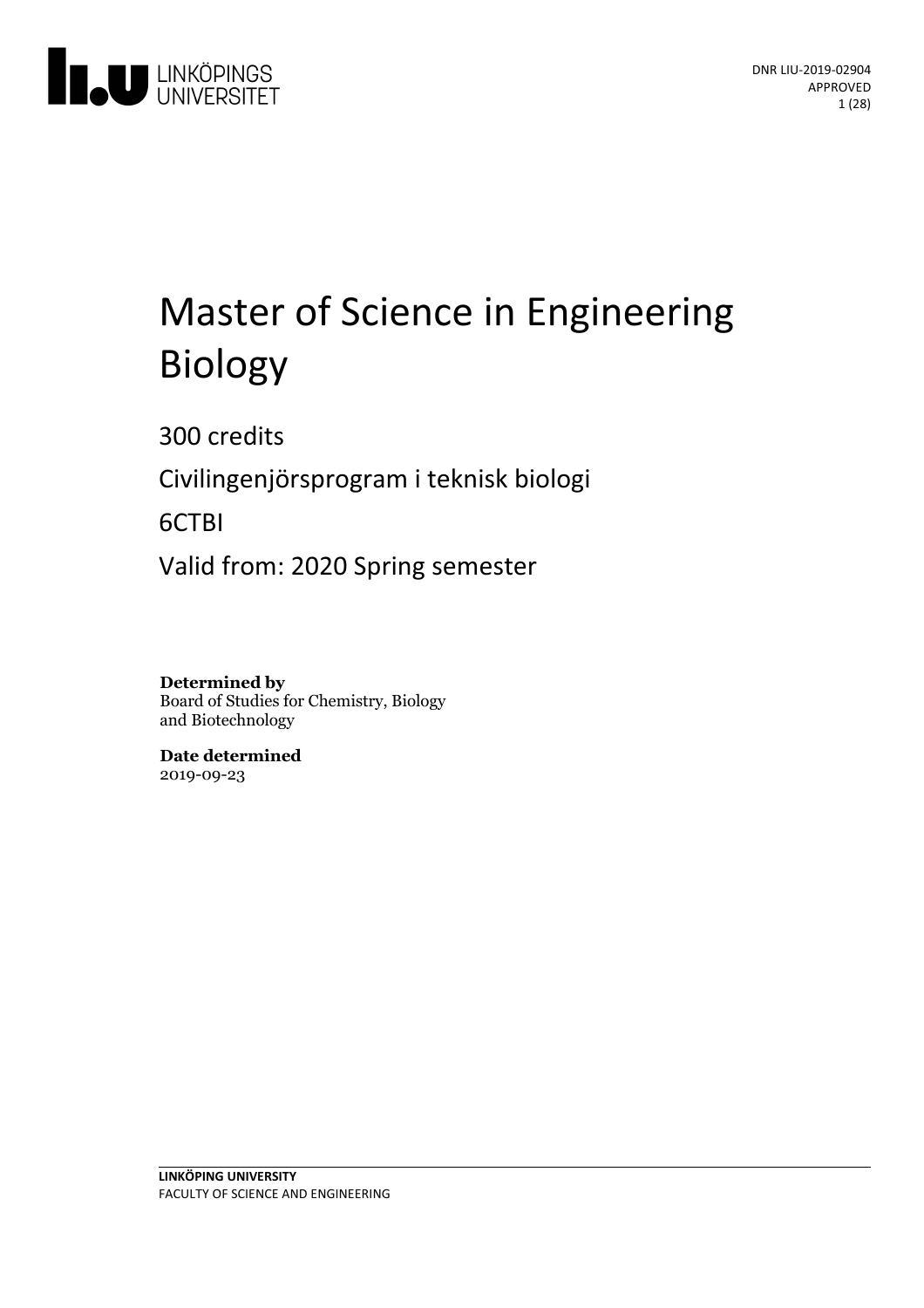LINKÖPINGS UNIVERSITET

DNR LIU-2019-02904
APPROVED

# Master of Science in Engineering Biology

300 credits

Civilingenjörsprogram i teknisk biologi

6CTBI

Valid from: 2020 Spring semester

**Determined by**
Board of Studies for Chemistry, Biology and Biotechnology

**Date determined**
2019-09-23

**LINKÖPING UNIVERSITY**
FACULTY OF SCIENCE AND ENGINEERING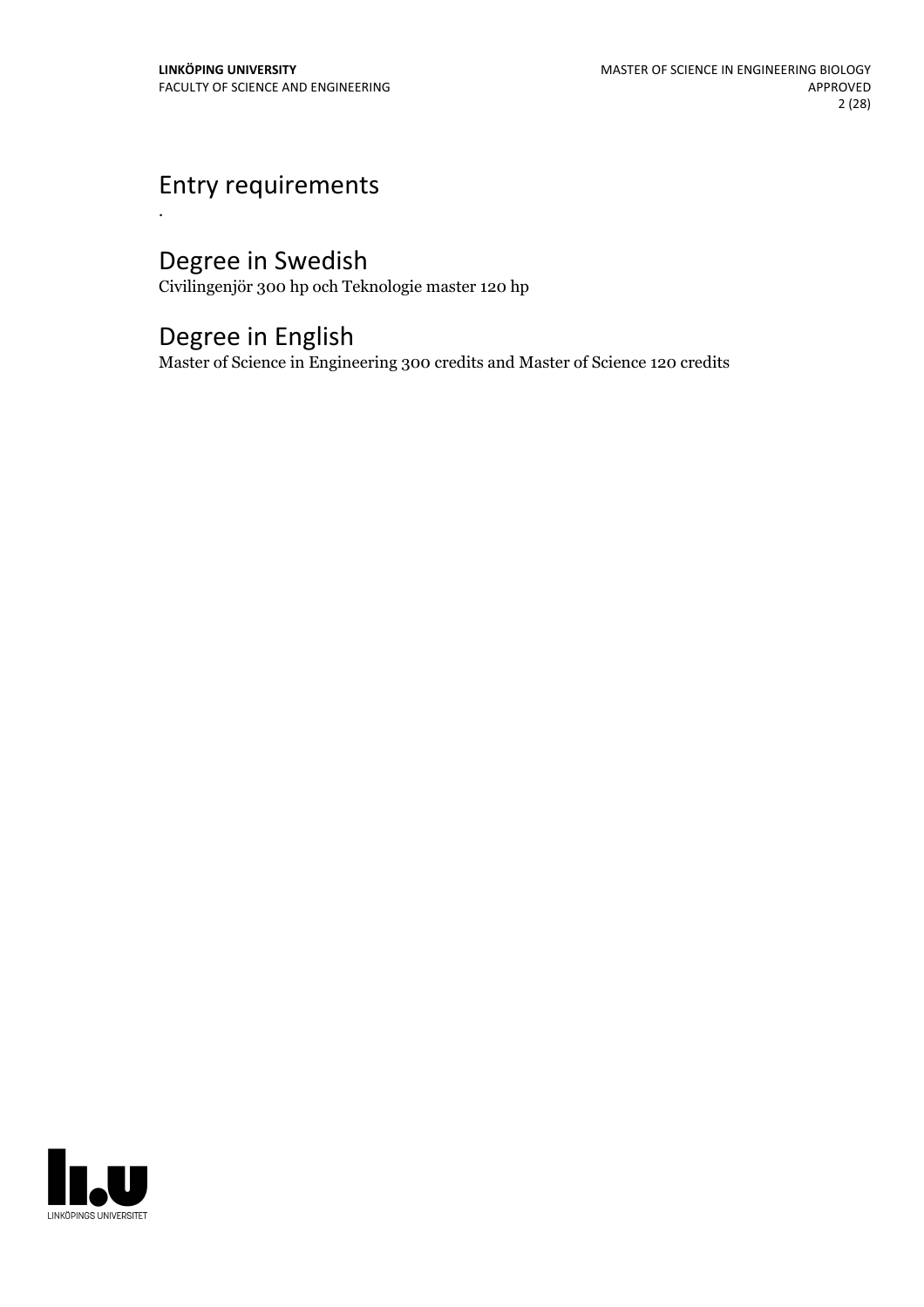## Entry requirements

.

## Degree in Swedish

Civilingenjör 300 hp och Teknologie master 120 hp

## Degree in English

Master of Science in Engineering 300 credits and Master of Science 120 credits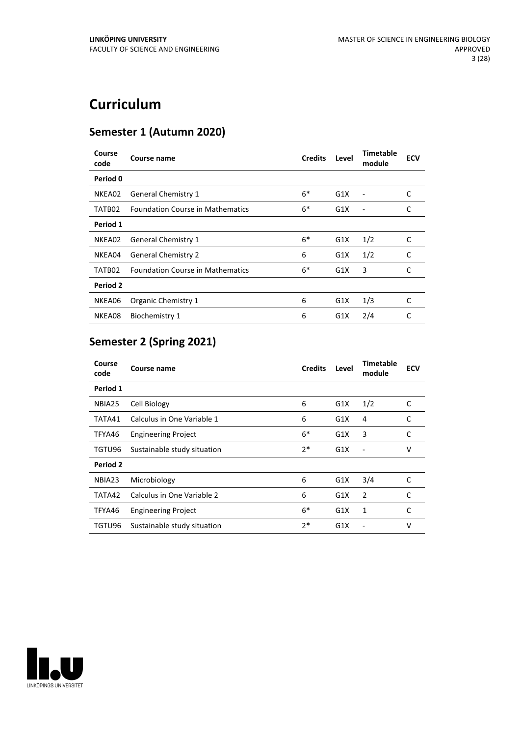# Curriculum

## Semester 1 (Autumn 2020)

| Course code | Course name | Credits | Level | Timetable module | ECV |
|---|---|---|---|---|---|
| **Period 0** | | | | | |
| NKEA02 | General Chemistry 1 | 6* | G1X | - | C |
| TATB02 | Foundation Course in Mathematics | 6* | G1X | - | C |
| **Period 1** | | | | | |
| NKEA02 | General Chemistry 1 | 6* | G1X | 1/2 | C |
| NKEA04 | General Chemistry 2 | 6 | G1X | 1/2 | C |
| TATB02 | Foundation Course in Mathematics | 6* | G1X | 3 | C |
| **Period 2** | | | | | |
| NKEA06 | Organic Chemistry 1 | 6 | G1X | 1/3 | C |
| NKEA08 | Biochemistry 1 | 6 | G1X | 2/4 | C |

## Semester 2 (Spring 2021)

| Course code | Course name | Credits | Level | Timetable module | ECV |
|---|---|---|---|---|---|
| **Period 1** | | | | | |
| NBIA25 | Cell Biology | 6 | G1X | 1/2 | C |
| TATA41 | Calculus in One Variable 1 | 6 | G1X | 4 | C |
| TFYA46 | Engineering Project | 6* | G1X | 3 | C |
| TGTU96 | Sustainable study situation | 2* | G1X | - | V |
| **Period 2** | | | | | |
| NBIA23 | Microbiology | 6 | G1X | 3/4 | C |
| TATA42 | Calculus in One Variable 2 | 6 | G1X | 2 | C |
| TFYA46 | Engineering Project | 6* | G1X | 1 | C |
| TGTU96 | Sustainable study situation | 2* | G1X | - | V |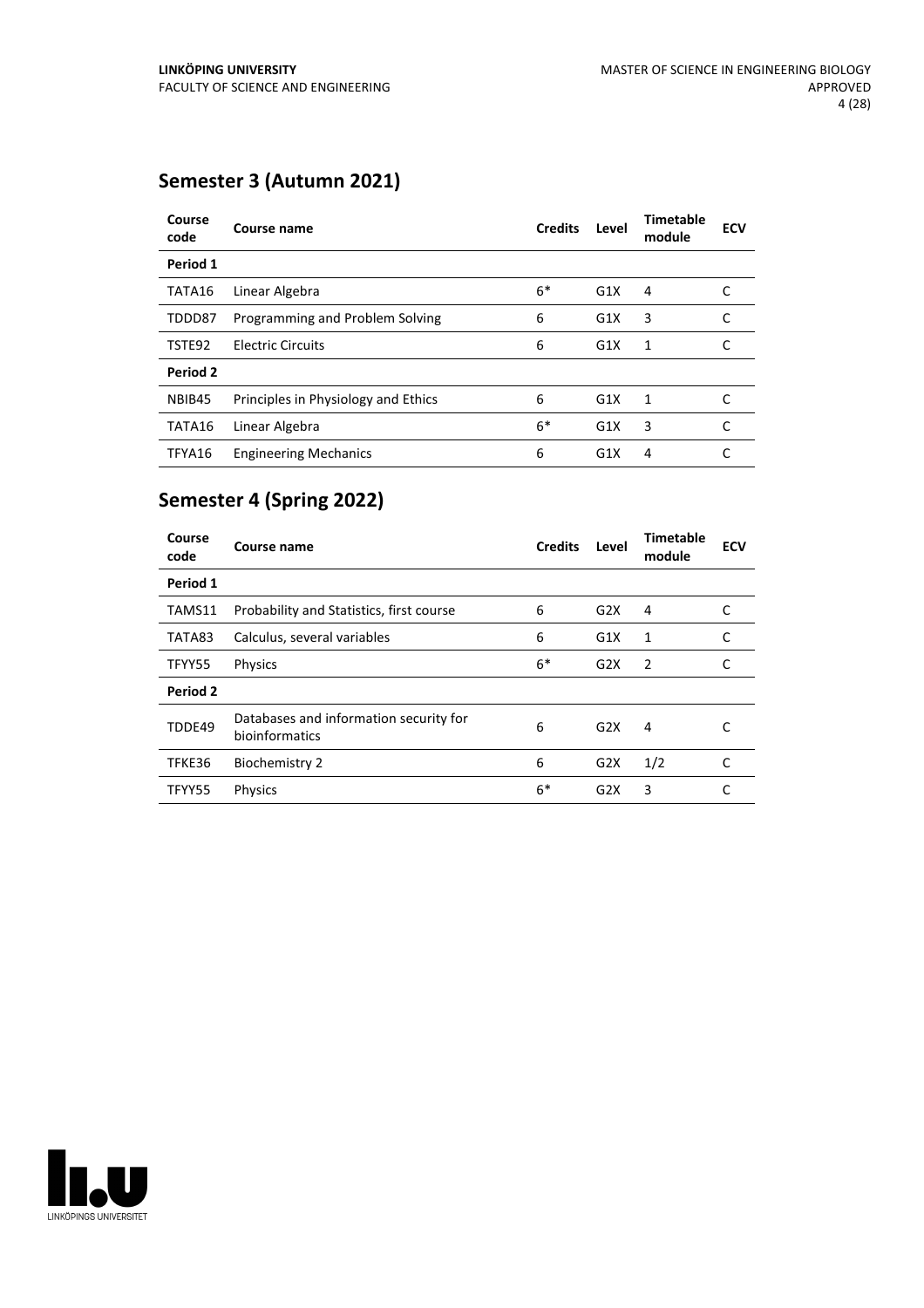## Semester 3 (Autumn 2021)

| Course code | Course name | Credits | Level | Timetable module | ECV |
|---|---|---|---|---|---|
| **Period 1** | | | | | |
| TATA16 | Linear Algebra | 6* | G1X | 4 | C |
| TDDD87 | Programming and Problem Solving | 6 | G1X | 3 | C |
| TSTE92 | Electric Circuits | 6 | G1X | 1 | C |
| **Period 2** | | | | | |
| NBIB45 | Principles in Physiology and Ethics | 6 | G1X | 1 | C |
| TATA16 | Linear Algebra | 6* | G1X | 3 | C |
| TFYA16 | Engineering Mechanics | 6 | G1X | 4 | C |

## Semester 4 (Spring 2022)

| Course code | Course name | Credits | Level | Timetable module | ECV |
|---|---|---|---|---|---|
| **Period 1** | | | | | |
| TAMS11 | Probability and Statistics, first course | 6 | G2X | 4 | C |
| TATA83 | Calculus, several variables | 6 | G1X | 1 | C |
| TFYY55 | Physics | 6* | G2X | 2 | C |
| **Period 2** | | | | | |
| TDDE49 | Databases and information security for bioinformatics | 6 | G2X | 4 | C |
| TFKE36 | Biochemistry 2 | 6 | G2X | 1/2 | C |
| TFYY55 | Physics | 6* | G2X | 3 | C |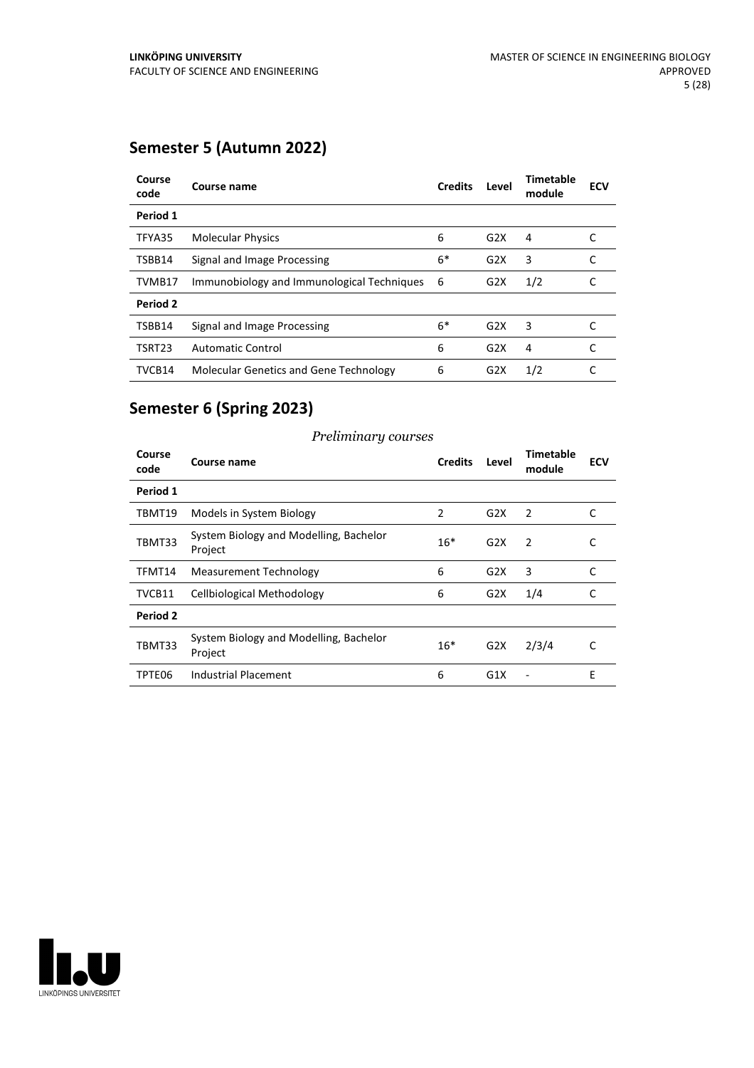## Semester 5 (Autumn 2022)

| Course code | Course name | Credits | Level | Timetable module | ECV |
|---|---|---|---|---|---|
| **Period 1** | | | | | |
| TFYA35 | Molecular Physics | 6 | G2X | 4 | C |
| TSBB14 | Signal and Image Processing | 6* | G2X | 3 | C |
| TVMB17 | Immunobiology and Immunological Techniques | 6 | G2X | 1/2 | C |
| **Period 2** | | | | | |
| TSBB14 | Signal and Image Processing | 6* | G2X | 3 | C |
| TSRT23 | Automatic Control | 6 | G2X | 4 | C |
| TVCB14 | Molecular Genetics and Gene Technology | 6 | G2X | 1/2 | C |

## Semester 6 (Spring 2023)

*Preliminary courses*

| Course code | Course name | Credits | Level | Timetable module | ECV |
|---|---|---|---|---|---|
| **Period 1** | | | | | |
| TBMT19 | Models in System Biology | 2 | G2X | 2 | C |
| TBMT33 | System Biology and Modelling, Bachelor Project | 16* | G2X | 2 | C |
| TFMT14 | Measurement Technology | 6 | G2X | 3 | C |
| TVCB11 | Cellbiological Methodology | 6 | G2X | 1/4 | C |
| **Period 2** | | | | | |
| TBMT33 | System Biology and Modelling, Bachelor Project | 16* | G2X | 2/3/4 | C |
| TPTE06 | Industrial Placement | 6 | G1X | - | E |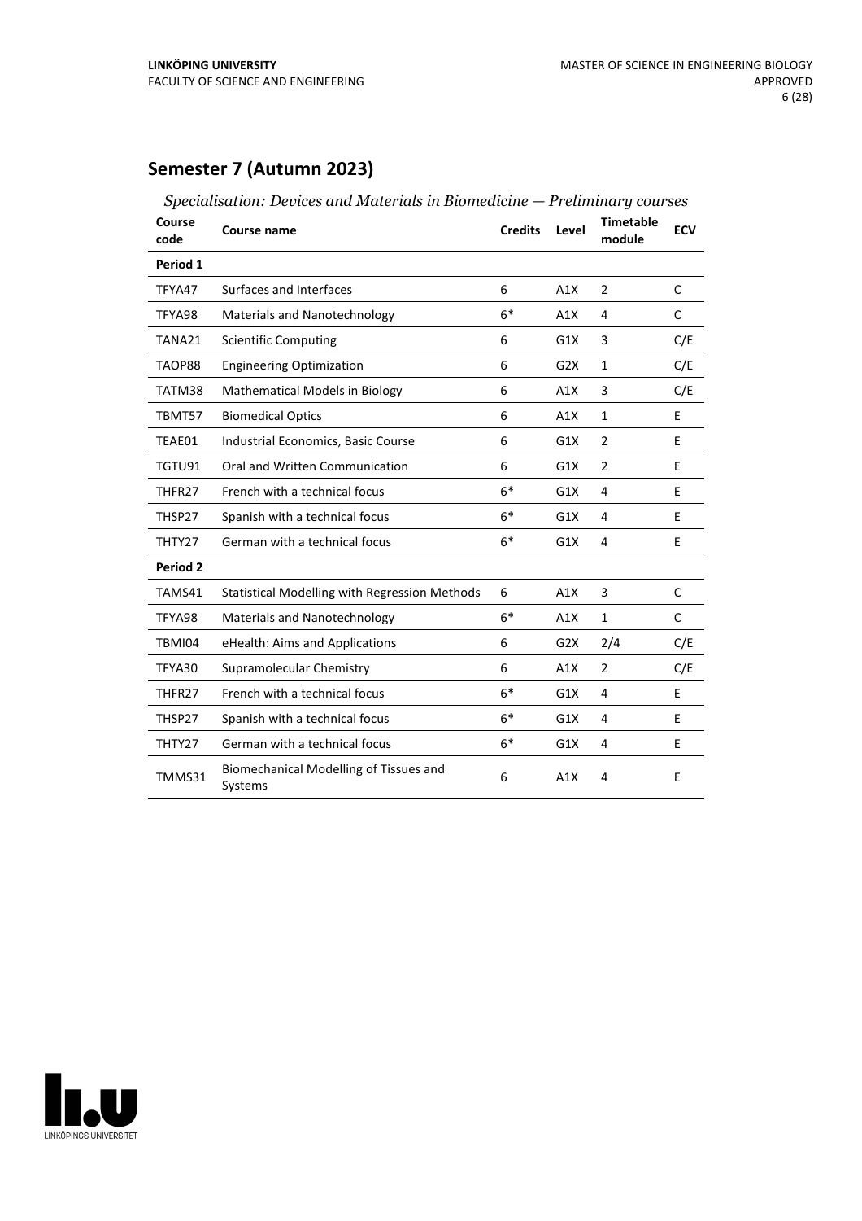## Semester 7 (Autumn 2023)

*Specialisation: Devices and Materials in Biomedicine — Preliminary courses*

| Course code | Course name | Credits | Level | Timetable module | ECV |
|---|---|---|---|---|---|
| **Period 1** | | | | | |
| TFYA47 | Surfaces and Interfaces | 6 | A1X | 2 | C |
| TFYA98 | Materials and Nanotechnology | 6* | A1X | 4 | C |
| TANA21 | Scientific Computing | 6 | G1X | 3 | C/E |
| TAOP88 | Engineering Optimization | 6 | G2X | 1 | C/E |
| TATM38 | Mathematical Models in Biology | 6 | A1X | 3 | C/E |
| TBMT57 | Biomedical Optics | 6 | A1X | 1 | E |
| TEAE01 | Industrial Economics, Basic Course | 6 | G1X | 2 | E |
| TGTU91 | Oral and Written Communication | 6 | G1X | 2 | E |
| THFR27 | French with a technical focus | 6* | G1X | 4 | E |
| THSP27 | Spanish with a technical focus | 6* | G1X | 4 | E |
| THTY27 | German with a technical focus | 6* | G1X | 4 | E |
| **Period 2** | | | | | |
| TAMS41 | Statistical Modelling with Regression Methods | 6 | A1X | 3 | C |
| TFYA98 | Materials and Nanotechnology | 6* | A1X | 1 | C |
| TBMI04 | eHealth: Aims and Applications | 6 | G2X | 2/4 | C/E |
| TFYA30 | Supramolecular Chemistry | 6 | A1X | 2 | C/E |
| THFR27 | French with a technical focus | 6* | G1X | 4 | E |
| THSP27 | Spanish with a technical focus | 6* | G1X | 4 | E |
| THTY27 | German with a technical focus | 6* | G1X | 4 | E |
| TMMS31 | Biomechanical Modelling of Tissues and Systems | 6 | A1X | 4 | E |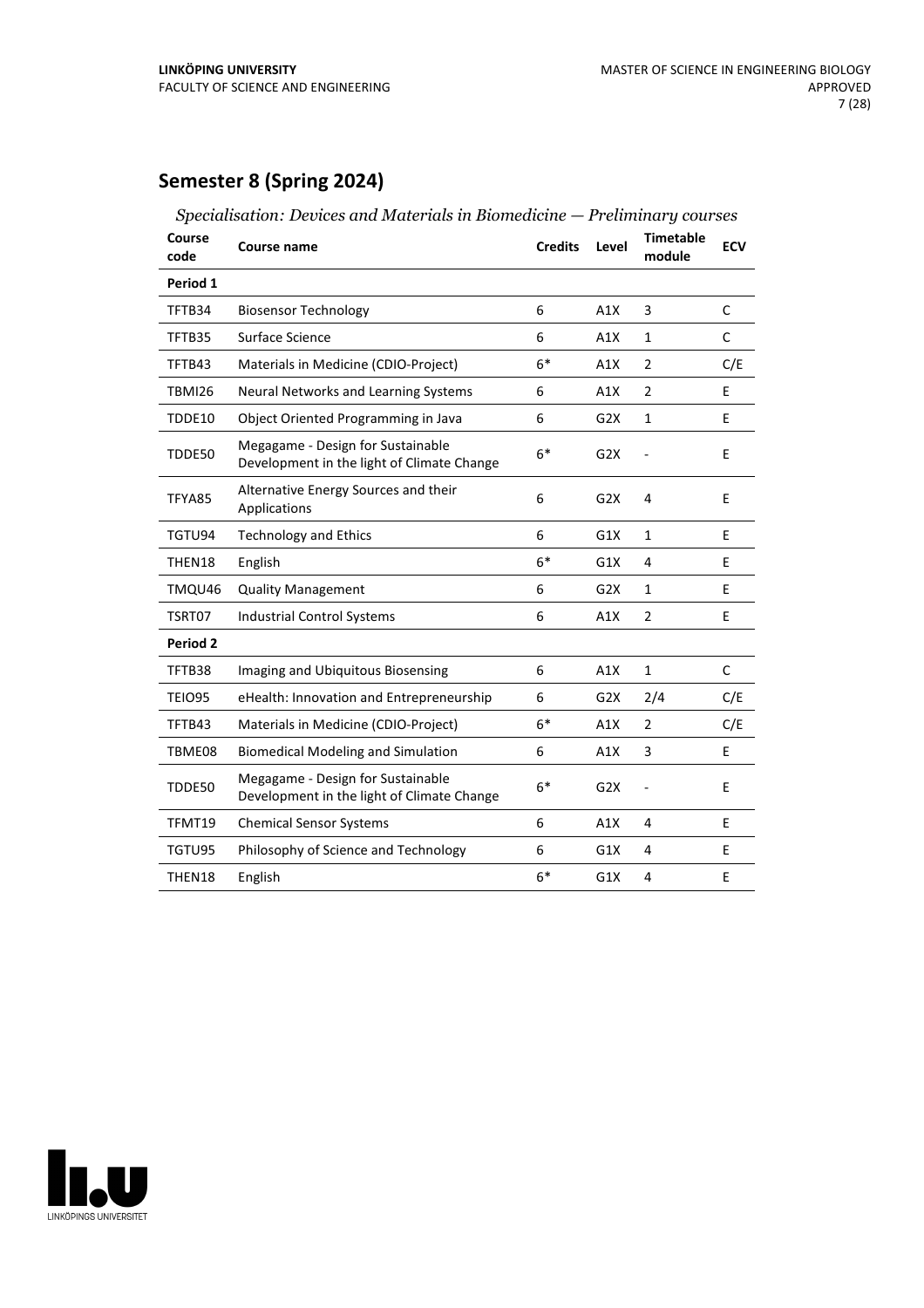## Semester 8 (Spring 2024)

*Specialisation: Devices and Materials in Biomedicine — Preliminary courses*

| Course code | Course name | Credits | Level | Timetable module | ECV |
|---|---|---|---|---|---|
| **Period 1** | | | | | |
| TFTB34 | Biosensor Technology | 6 | A1X | 3 | C |
| TFTB35 | Surface Science | 6 | A1X | 1 | C |
| TFTB43 | Materials in Medicine (CDIO-Project) | 6* | A1X | 2 | C/E |
| TBMI26 | Neural Networks and Learning Systems | 6 | A1X | 2 | E |
| TDDE10 | Object Oriented Programming in Java | 6 | G2X | 1 | E |
| TDDE50 | Megagame - Design for Sustainable Development in the light of Climate Change | 6* | G2X | - | E |
| TFYA85 | Alternative Energy Sources and their Applications | 6 | G2X | 4 | E |
| TGTU94 | Technology and Ethics | 6 | G1X | 1 | E |
| THEN18 | English | 6* | G1X | 4 | E |
| TMQU46 | Quality Management | 6 | G2X | 1 | E |
| TSRT07 | Industrial Control Systems | 6 | A1X | 2 | E |
| **Period 2** | | | | | |
| TFTB38 | Imaging and Ubiquitous Biosensing | 6 | A1X | 1 | C |
| TEIO95 | eHealth: Innovation and Entrepreneurship | 6 | G2X | 2/4 | C/E |
| TFTB43 | Materials in Medicine (CDIO-Project) | 6* | A1X | 2 | C/E |
| TBME08 | Biomedical Modeling and Simulation | 6 | A1X | 3 | E |
| TDDE50 | Megagame - Design for Sustainable Development in the light of Climate Change | 6* | G2X | - | E |
| TFMT19 | Chemical Sensor Systems | 6 | A1X | 4 | E |
| TGTU95 | Philosophy of Science and Technology | 6 | G1X | 4 | E |
| THEN18 | English | 6* | G1X | 4 | E |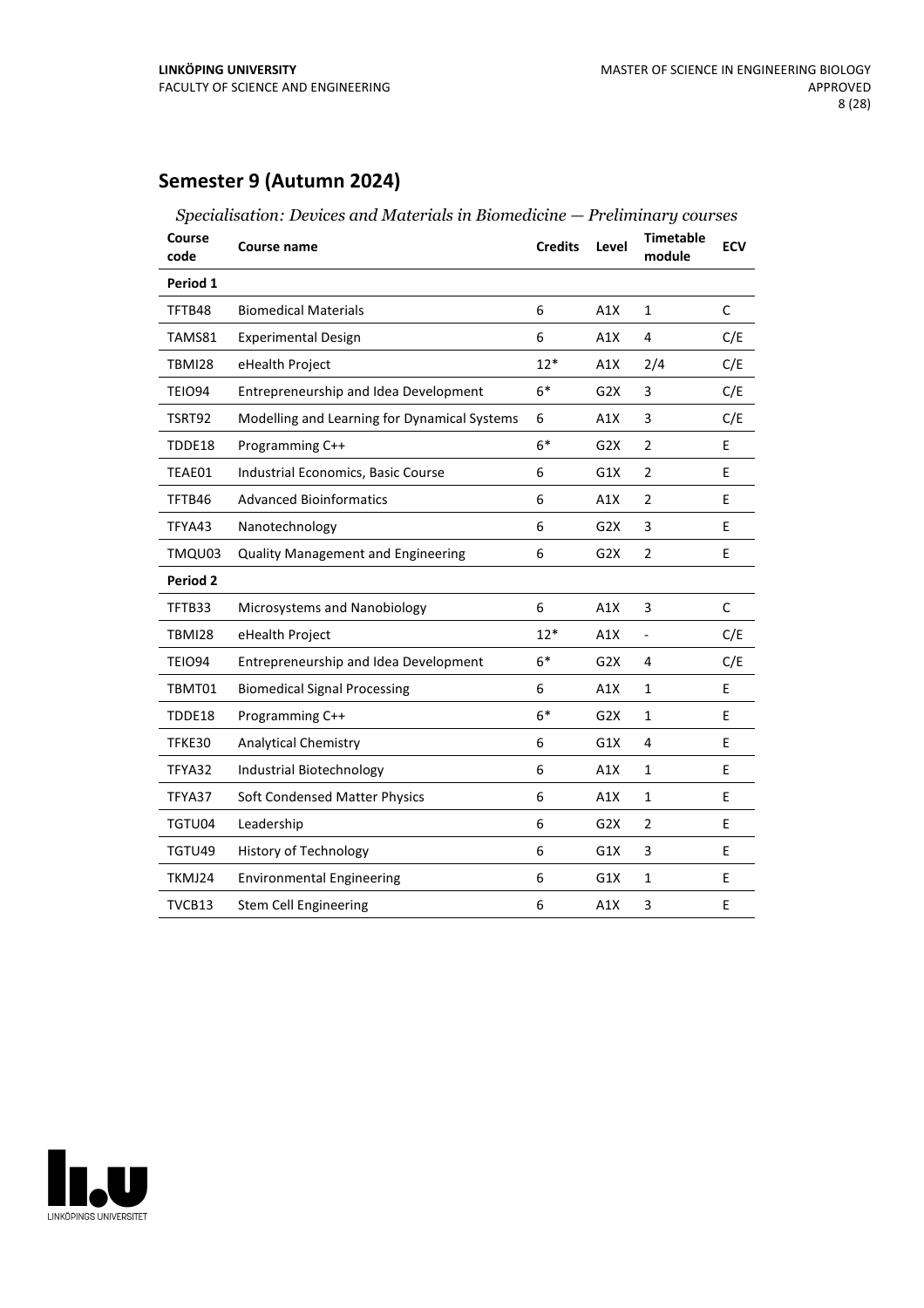## Semester 9 (Autumn 2024)

*Specialisation: Devices and Materials in Biomedicine — Preliminary courses*

| Course code | Course name | Credits | Level | Timetable module | ECV |
|---|---|---|---|---|---|
| **Period 1** | | | | | |
| TFTB48 | Biomedical Materials | 6 | A1X | 1 | C |
| TAMS81 | Experimental Design | 6 | A1X | 4 | C/E |
| TBMI28 | eHealth Project | 12* | A1X | 2/4 | C/E |
| TEIO94 | Entrepreneurship and Idea Development | 6* | G2X | 3 | C/E |
| TSRT92 | Modelling and Learning for Dynamical Systems | 6 | A1X | 3 | C/E |
| TDDE18 | Programming C++ | 6* | G2X | 2 | E |
| TEAE01 | Industrial Economics, Basic Course | 6 | G1X | 2 | E |
| TFTB46 | Advanced Bioinformatics | 6 | A1X | 2 | E |
| TFYA43 | Nanotechnology | 6 | G2X | 3 | E |
| TMQU03 | Quality Management and Engineering | 6 | G2X | 2 | E |
| **Period 2** | | | | | |
| TFTB33 | Microsystems and Nanobiology | 6 | A1X | 3 | C |
| TBMI28 | eHealth Project | 12* | A1X | - | C/E |
| TEIO94 | Entrepreneurship and Idea Development | 6* | G2X | 4 | C/E |
| TBMT01 | Biomedical Signal Processing | 6 | A1X | 1 | E |
| TDDE18 | Programming C++ | 6* | G2X | 1 | E |
| TFKE30 | Analytical Chemistry | 6 | G1X | 4 | E |
| TFYA32 | Industrial Biotechnology | 6 | A1X | 1 | E |
| TFYA37 | Soft Condensed Matter Physics | 6 | A1X | 1 | E |
| TGTU04 | Leadership | 6 | G2X | 2 | E |
| TGTU49 | History of Technology | 6 | G1X | 3 | E |
| TKMJ24 | Environmental Engineering | 6 | G1X | 1 | E |
| TVCB13 | Stem Cell Engineering | 6 | A1X | 3 | E |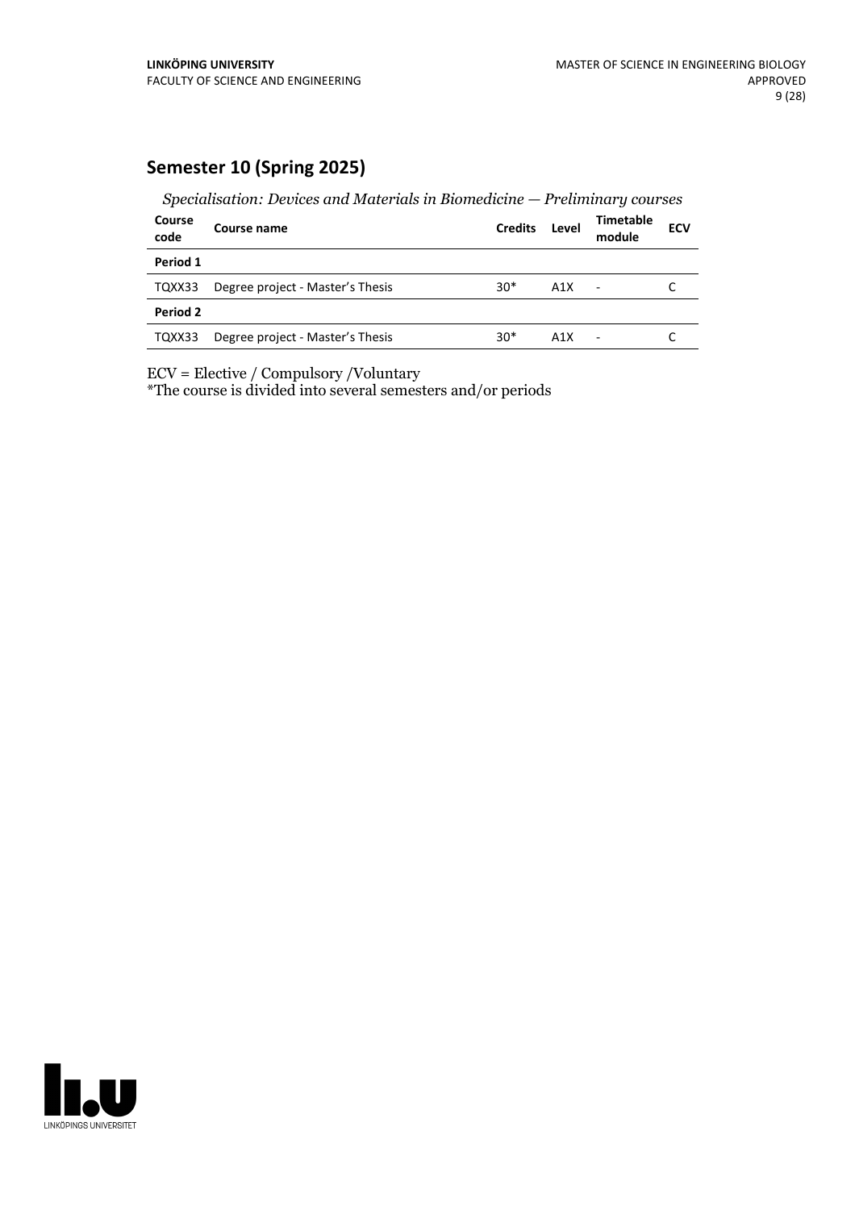## Semester 10 (Spring 2025)

*Specialisation: Devices and Materials in Biomedicine — Preliminary courses*

| Course code | Course name | Credits | Level | Timetable module | ECV |
|---|---|---|---|---|---|
| **Period 1** | | | | | |
| TQXX33 | Degree project - Master's Thesis | 30* | A1X | - | C |
| **Period 2** | | | | | |
| TQXX33 | Degree project - Master's Thesis | 30* | A1X | - | C |

ECV = Elective / Compulsory /Voluntary

*The course is divided into several semesters and/or periods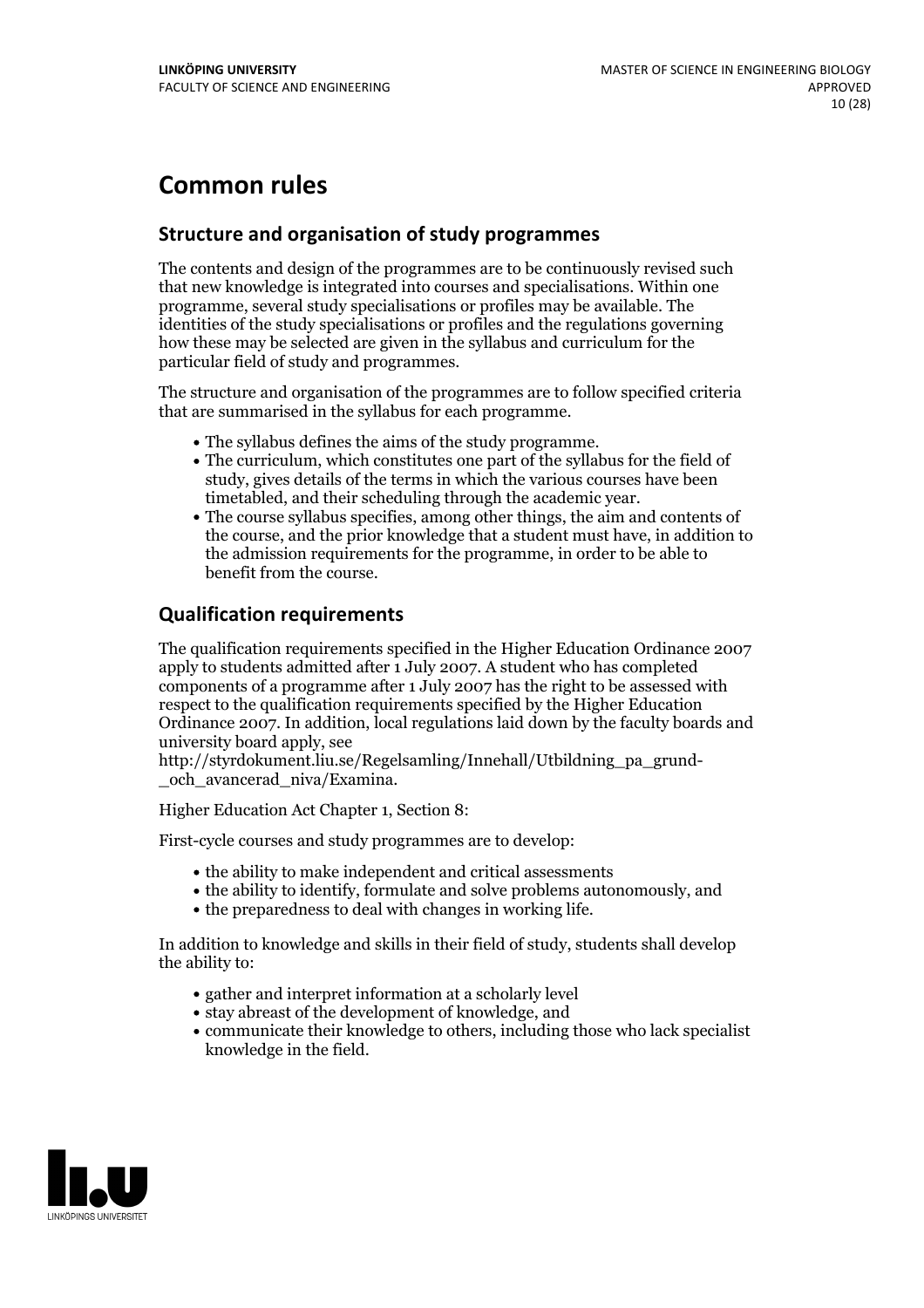# Common rules

## Structure and organisation of study programmes

The contents and design of the programmes are to be continuously revised such that new knowledge is integrated into courses and specialisations. Within one programme, several study specialisations or profiles may be available. The identities of the study specialisations or profiles and the regulations governing how these may be selected are given in the syllabus and curriculum for the particular field of study and programmes.

The structure and organisation of the programmes are to follow specified criteria that are summarised in the syllabus for each programme.

- The syllabus defines the aims of the study programme.
- The curriculum, which constitutes one part of the syllabus for the field of study, gives details of the terms in which the various courses have been timetabled, and their scheduling through the academic year.
- The course syllabus specifies, among other things, the aim and contents of the course, and the prior knowledge that a student must have, in addition to the admission requirements for the programme, in order to be able to benefit from the course.

## Qualification requirements

The qualification requirements specified in the Higher Education Ordinance 2007 apply to students admitted after 1 July 2007. A student who has completed components of a programme after 1 July 2007 has the right to be assessed with respect to the qualification requirements specified by the Higher Education Ordinance 2007. In addition, local regulations laid down by the faculty boards and university board apply, see http://styrdokument.liu.se/Regelsamling/Innehall/Utbildning_pa_grund-_och_avancerad_niva/Examina.

Higher Education Act Chapter 1, Section 8:

First-cycle courses and study programmes are to develop:

- the ability to make independent and critical assessments
- the ability to identify, formulate and solve problems autonomously, and
- the preparedness to deal with changes in working life.

In addition to knowledge and skills in their field of study, students shall develop the ability to:

- gather and interpret information at a scholarly level
- stay abreast of the development of knowledge, and
- communicate their knowledge to others, including those who lack specialist knowledge in the field.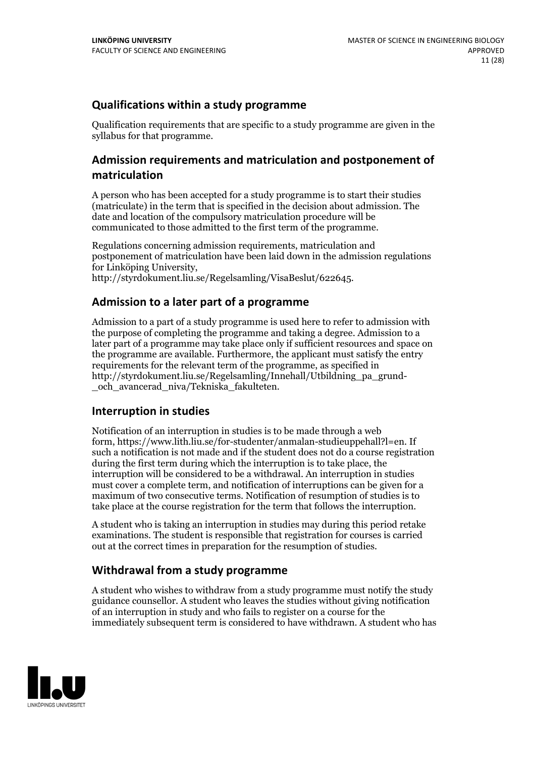## Qualifications within a study programme

Qualification requirements that are specific to a study programme are given in the syllabus for that programme.

## Admission requirements and matriculation and postponement of matriculation

A person who has been accepted for a study programme is to start their studies (matriculate) in the term that is specified in the decision about admission. The date and location of the compulsory matriculation procedure will be communicated to those admitted to the first term of the programme.

Regulations concerning admission requirements, matriculation and postponement of matriculation have been laid down in the admission regulations for Linköping University, http://styrdokument.liu.se/Regelsamling/VisaBeslut/622645.

## Admission to a later part of a programme

Admission to a part of a study programme is used here to refer to admission with the purpose of completing the programme and taking a degree. Admission to a later part of a programme may take place only if sufficient resources and space on the programme are available. Furthermore, the applicant must satisfy the entry requirements for the relevant term of the programme, as specified in http://styrdokument.liu.se/Regelsamling/Innehall/Utbildning_pa_grund-_och_avancerad_niva/Tekniska_fakulteten.

## Interruption in studies

Notification of an interruption in studies is to be made through a web form, https://www.lith.liu.se/for-studenter/anmalan-studieuppehall?l=en. If such a notification is not made and if the student does not do a course registration during the first term during which the interruption is to take place, the interruption will be considered to be a withdrawal. An interruption in studies must cover a complete term, and notification of interruptions can be given for a maximum of two consecutive terms. Notification of resumption of studies is to take place at the course registration for the term that follows the interruption.

A student who is taking an interruption in studies may during this period retake examinations. The student is responsible that registration for courses is carried out at the correct times in preparation for the resumption of studies.

## Withdrawal from a study programme

A student who wishes to withdraw from a study programme must notify the study guidance counsellor. A student who leaves the studies without giving notification of an interruption in study and who fails to register on a course for the immediately subsequent term is considered to have withdrawn. A student who has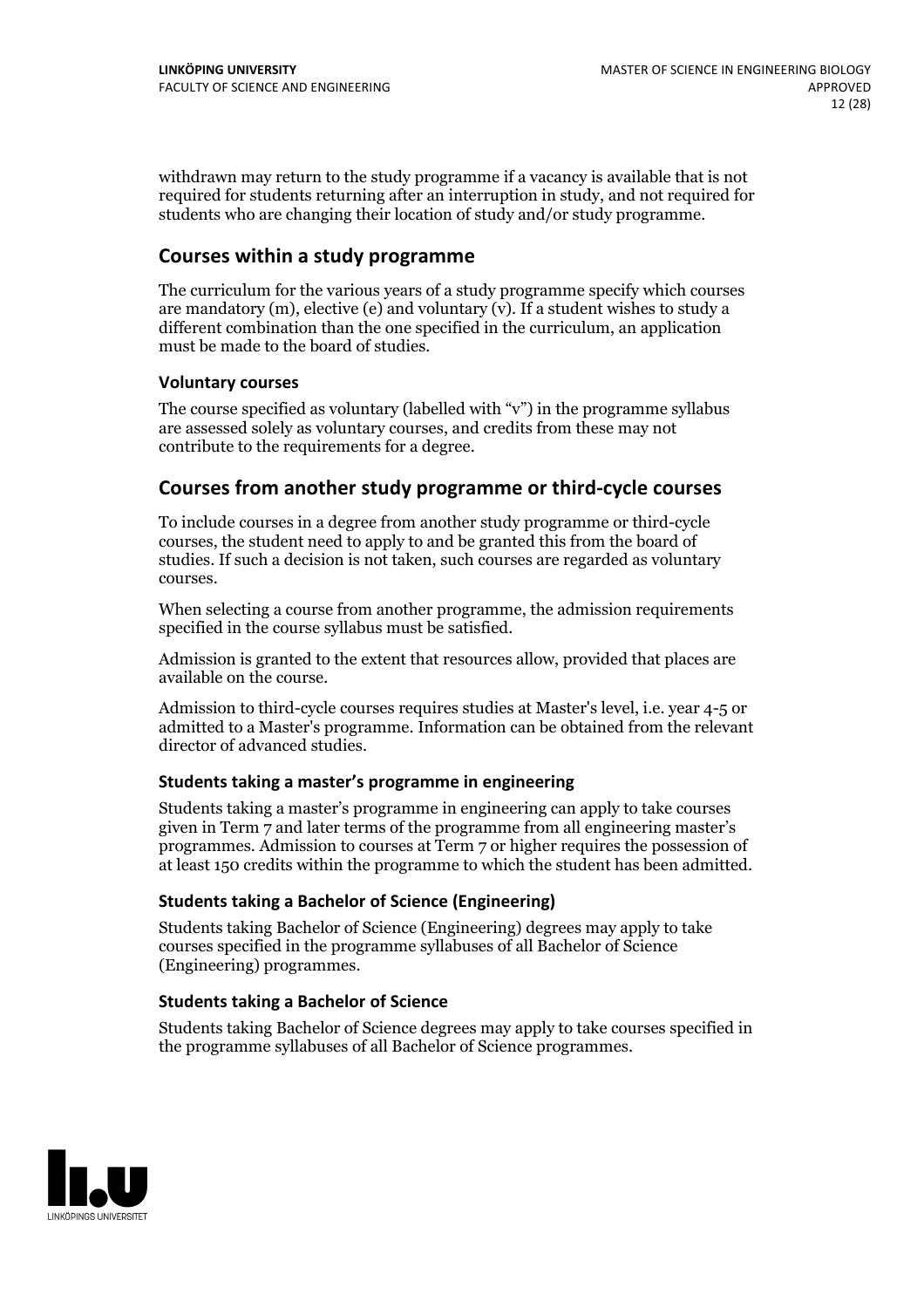withdrawn may return to the study programme if a vacancy is available that is not required for students returning after an interruption in study, and not required for students who are changing their location of study and/or study programme.

## Courses within a study programme

The curriculum for the various years of a study programme specify which courses are mandatory (m), elective (e) and voluntary (v). If a student wishes to study a different combination than the one specified in the curriculum, an application must be made to the board of studies.

### Voluntary courses

The course specified as voluntary (labelled with "v") in the programme syllabus are assessed solely as voluntary courses, and credits from these may not contribute to the requirements for a degree.

## Courses from another study programme or third-cycle courses

To include courses in a degree from another study programme or third-cycle courses, the student need to apply to and be granted this from the board of studies. If such a decision is not taken, such courses are regarded as voluntary courses.

When selecting a course from another programme, the admission requirements specified in the course syllabus must be satisfied.

Admission is granted to the extent that resources allow, provided that places are available on the course.

Admission to third-cycle courses requires studies at Master's level, i.e. year 4-5 or admitted to a Master's programme. Information can be obtained from the relevant director of advanced studies.

### Students taking a master's programme in engineering

Students taking a master's programme in engineering can apply to take courses given in Term 7 and later terms of the programme from all engineering master's programmes. Admission to courses at Term 7 or higher requires the possession of at least 150 credits within the programme to which the student has been admitted.

### Students taking a Bachelor of Science (Engineering)

Students taking Bachelor of Science (Engineering) degrees may apply to take courses specified in the programme syllabuses of all Bachelor of Science (Engineering) programmes.

### Students taking a Bachelor of Science

Students taking Bachelor of Science degrees may apply to take courses specified in the programme syllabuses of all Bachelor of Science programmes.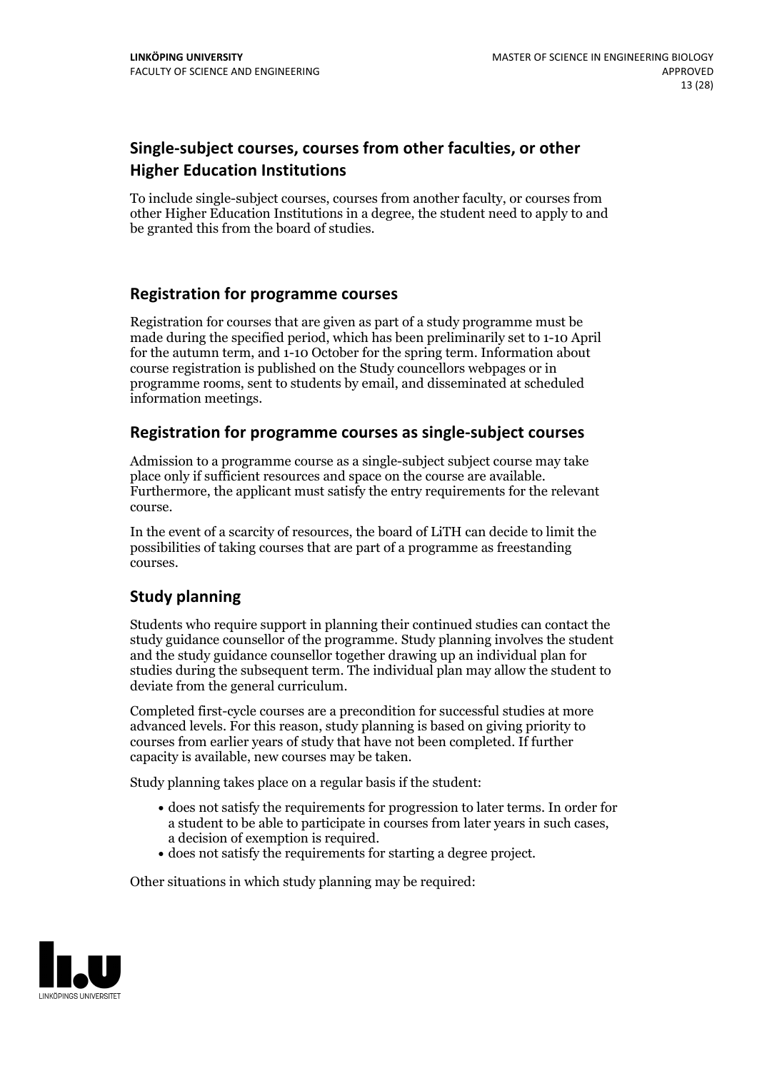## Single-subject courses, courses from other faculties, or other Higher Education Institutions

To include single-subject courses, courses from another faculty, or courses from other Higher Education Institutions in a degree, the student need to apply to and be granted this from the board of studies.

## Registration for programme courses

Registration for courses that are given as part of a study programme must be made during the specified period, which has been preliminarily set to 1-10 April for the autumn term, and 1-10 October for the spring term. Information about course registration is published on the Study councellors webpages or in programme rooms, sent to students by email, and disseminated at scheduled information meetings.

## Registration for programme courses as single-subject courses

Admission to a programme course as a single-subject subject course may take place only if sufficient resources and space on the course are available. Furthermore, the applicant must satisfy the entry requirements for the relevant course.

In the event of a scarcity of resources, the board of LiTH can decide to limit the possibilities of taking courses that are part of a programme as freestanding courses.

## Study planning

Students who require support in planning their continued studies can contact the study guidance counsellor of the programme. Study planning involves the student and the study guidance counsellor together drawing up an individual plan for studies during the subsequent term. The individual plan may allow the student to deviate from the general curriculum.

Completed first-cycle courses are a precondition for successful studies at more advanced levels. For this reason, study planning is based on giving priority to courses from earlier years of study that have not been completed. If further capacity is available, new courses may be taken.

Study planning takes place on a regular basis if the student:

- does not satisfy the requirements for progression to later terms. In order for a student to be able to participate in courses from later years in such cases, a decision of exemption is required.
- does not satisfy the requirements for starting a degree project.

Other situations in which study planning may be required: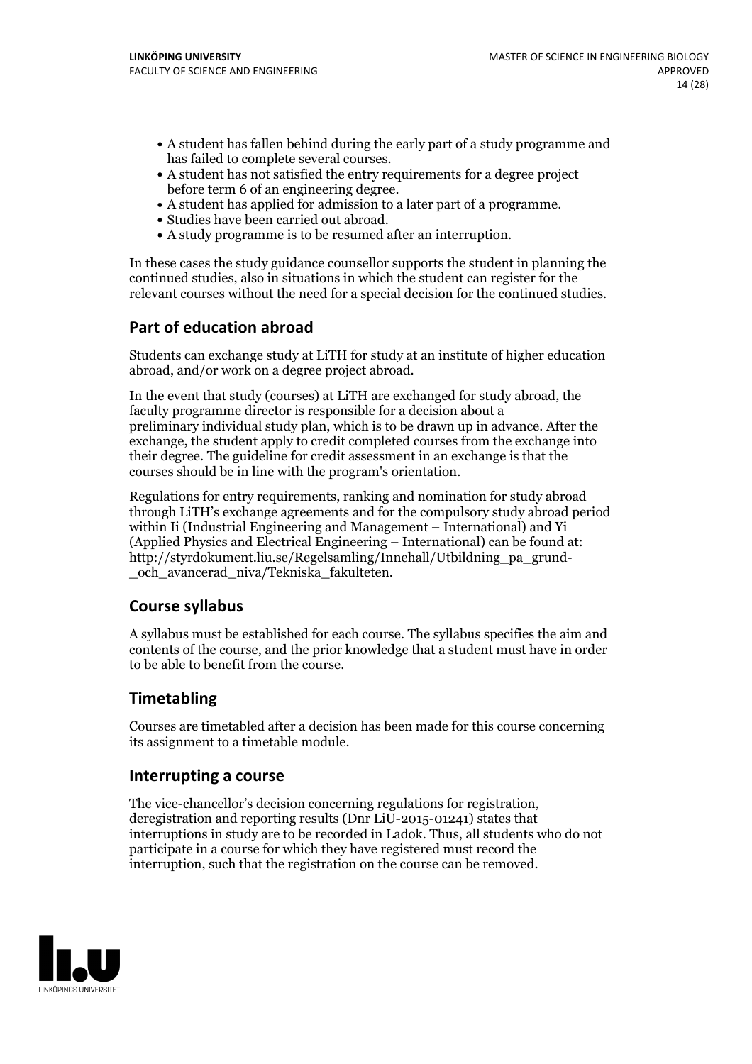- A student has fallen behind during the early part of a study programme and has failed to complete several courses.
- A student has not satisfied the entry requirements for a degree project before term 6 of an engineering degree.
- A student has applied for admission to a later part of a programme.
- Studies have been carried out abroad.
- A study programme is to be resumed after an interruption.

In these cases the study guidance counsellor supports the student in planning the continued studies, also in situations in which the student can register for the relevant courses without the need for a special decision for the continued studies.

## Part of education abroad

Students can exchange study at LiTH for study at an institute of higher education abroad, and/or work on a degree project abroad.

In the event that study (courses) at LiTH are exchanged for study abroad, the faculty programme director is responsible for a decision about a preliminary individual study plan, which is to be drawn up in advance. After the exchange, the student apply to credit completed courses from the exchange into their degree. The guideline for credit assessment in an exchange is that the courses should be in line with the program's orientation.

Regulations for entry requirements, ranking and nomination for study abroad through LiTH's exchange agreements and for the compulsory study abroad period within Ii (Industrial Engineering and Management – International) and Yi (Applied Physics and Electrical Engineering – International) can be found at: http://styrdokument.liu.se/Regelsamling/Innehall/Utbildning_pa_grund-_och_avancerad_niva/Tekniska_fakulteten.

## Course syllabus

A syllabus must be established for each course. The syllabus specifies the aim and contents of the course, and the prior knowledge that a student must have in order to be able to benefit from the course.

## Timetabling

Courses are timetabled after a decision has been made for this course concerning its assignment to a timetable module.

## Interrupting a course

The vice-chancellor's decision concerning regulations for registration, deregistration and reporting results (Dnr LiU-2015-01241) states that interruptions in study are to be recorded in Ladok. Thus, all students who do not participate in a course for which they have registered must record the interruption, such that the registration on the course can be removed.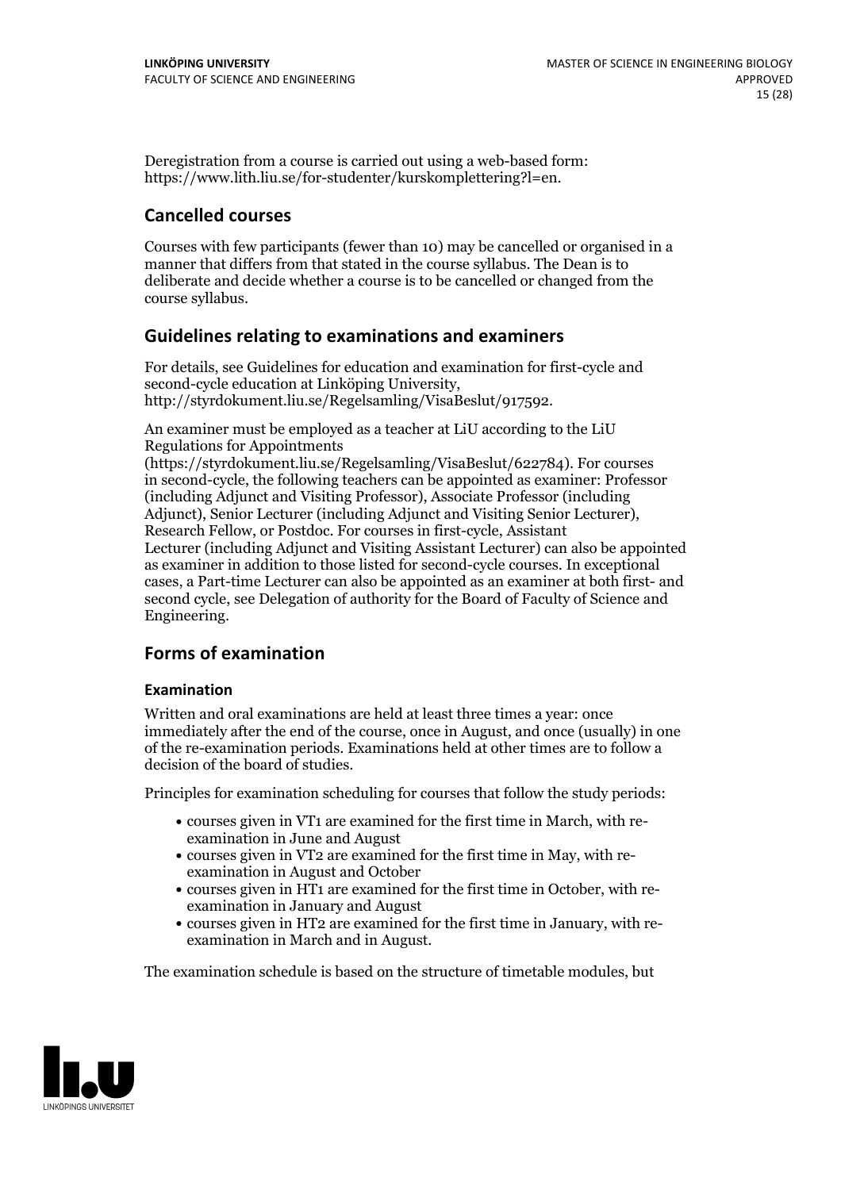Deregistration from a course is carried out using a web-based form: https://www.lith.liu.se/for-studenter/kurskomplettering?l=en.

## Cancelled courses

Courses with few participants (fewer than 10) may be cancelled or organised in a manner that differs from that stated in the course syllabus. The Dean is to deliberate and decide whether a course is to be cancelled or changed from the course syllabus.

## Guidelines relating to examinations and examiners

For details, see Guidelines for education and examination for first-cycle and second-cycle education at Linköping University, http://styrdokument.liu.se/Regelsamling/VisaBeslut/917592.

An examiner must be employed as a teacher at LiU according to the LiU Regulations for Appointments (https://styrdokument.liu.se/Regelsamling/VisaBeslut/622784). For courses in second-cycle, the following teachers can be appointed as examiner: Professor (including Adjunct and Visiting Professor), Associate Professor (including Adjunct), Senior Lecturer (including Adjunct and Visiting Senior Lecturer), Research Fellow, or Postdoc. For courses in first-cycle, Assistant Lecturer (including Adjunct and Visiting Assistant Lecturer) can also be appointed as examiner in addition to those listed for second-cycle courses. In exceptional cases, a Part-time Lecturer can also be appointed as an examiner at both first- and second cycle, see Delegation of authority for the Board of Faculty of Science and Engineering.

## Forms of examination

### Examination

Written and oral examinations are held at least three times a year: once immediately after the end of the course, once in August, and once (usually) in one of the re-examination periods. Examinations held at other times are to follow a decision of the board of studies.

Principles for examination scheduling for courses that follow the study periods:

- courses given in VT1 are examined for the first time in March, with re-examination in June and August
- courses given in VT2 are examined for the first time in May, with re-examination in August and October
- courses given in HT1 are examined for the first time in October, with re-examination in January and August
- courses given in HT2 are examined for the first time in January, with re-examination in March and in August.

The examination schedule is based on the structure of timetable modules, but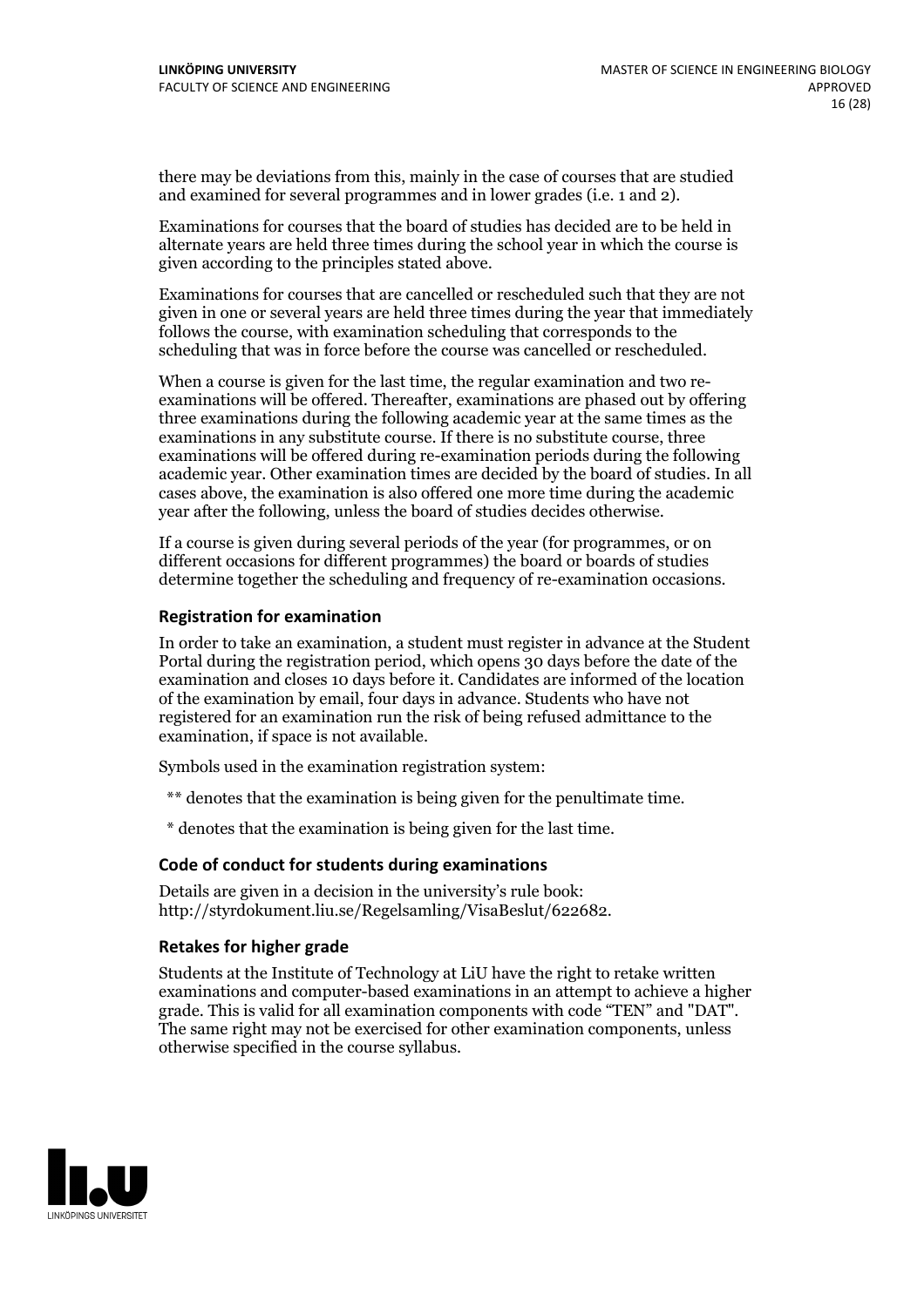there may be deviations from this, mainly in the case of courses that are studied and examined for several programmes and in lower grades (i.e. 1 and 2).

Examinations for courses that the board of studies has decided are to be held in alternate years are held three times during the school year in which the course is given according to the principles stated above.

Examinations for courses that are cancelled or rescheduled such that they are not given in one or several years are held three times during the year that immediately follows the course, with examination scheduling that corresponds to the scheduling that was in force before the course was cancelled or rescheduled.

When a course is given for the last time, the regular examination and two re-examinations will be offered. Thereafter, examinations are phased out by offering three examinations during the following academic year at the same times as the examinations in any substitute course. If there is no substitute course, three examinations will be offered during re-examination periods during the following academic year. Other examination times are decided by the board of studies. In all cases above, the examination is also offered one more time during the academic year after the following, unless the board of studies decides otherwise.

If a course is given during several periods of the year (for programmes, or on different occasions for different programmes) the board or boards of studies determine together the scheduling and frequency of re-examination occasions.

### Registration for examination

In order to take an examination, a student must register in advance at the Student Portal during the registration period, which opens 30 days before the date of the examination and closes 10 days before it. Candidates are informed of the location of the examination by email, four days in advance. Students who have not registered for an examination run the risk of being refused admittance to the examination, if space is not available.

Symbols used in the examination registration system:

** denotes that the examination is being given for the penultimate time.

* denotes that the examination is being given for the last time.

### Code of conduct for students during examinations

Details are given in a decision in the university's rule book: http://styrdokument.liu.se/Regelsamling/VisaBeslut/622682.

### Retakes for higher grade

Students at the Institute of Technology at LiU have the right to retake written examinations and computer-based examinations in an attempt to achieve a higher grade. This is valid for all examination components with code "TEN" and "DAT". The same right may not be exercised for other examination components, unless otherwise specified in the course syllabus.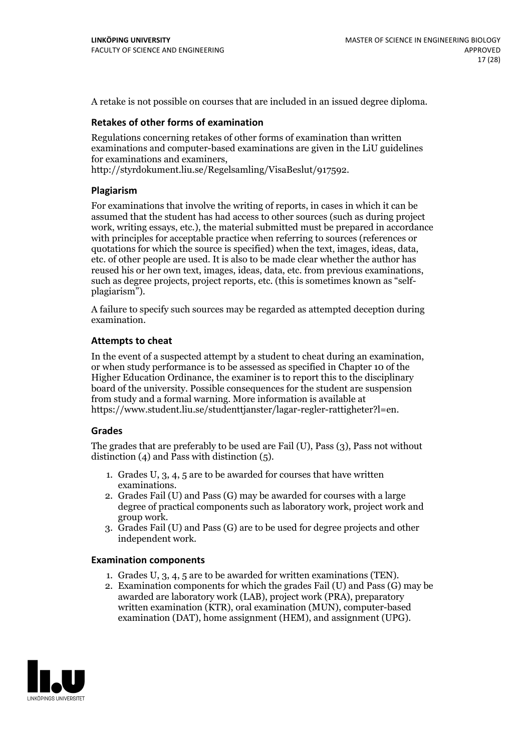A retake is not possible on courses that are included in an issued degree diploma.

### Retakes of other forms of examination

Regulations concerning retakes of other forms of examination than written examinations and computer-based examinations are given in the LiU guidelines for examinations and examiners, http://styrdokument.liu.se/Regelsamling/VisaBeslut/917592.

### Plagiarism

For examinations that involve the writing of reports, in cases in which it can be assumed that the student has had access to other sources (such as during project work, writing essays, etc.), the material submitted must be prepared in accordance with principles for acceptable practice when referring to sources (references or quotations for which the source is specified) when the text, images, ideas, data, etc. of other people are used. It is also to be made clear whether the author has reused his or her own text, images, ideas, data, etc. from previous examinations, such as degree projects, project reports, etc. (this is sometimes known as "self-plagiarism").

A failure to specify such sources may be regarded as attempted deception during examination.

### Attempts to cheat

In the event of a suspected attempt by a student to cheat during an examination, or when study performance is to be assessed as specified in Chapter 10 of the Higher Education Ordinance, the examiner is to report this to the disciplinary board of the university. Possible consequences for the student are suspension from study and a formal warning. More information is available at https://www.student.liu.se/studenttjanster/lagar-regler-rattigheter?l=en.

### Grades

The grades that are preferably to be used are Fail (U), Pass (3), Pass not without distinction (4) and Pass with distinction (5).

1. Grades U, 3, 4, 5 are to be awarded for courses that have written examinations.
2. Grades Fail (U) and Pass (G) may be awarded for courses with a large degree of practical components such as laboratory work, project work and group work.
3. Grades Fail (U) and Pass (G) are to be used for degree projects and other independent work.

### Examination components

1. Grades U, 3, 4, 5 are to be awarded for written examinations (TEN).
2. Examination components for which the grades Fail (U) and Pass (G) may be awarded are laboratory work (LAB), project work (PRA), preparatory written examination (KTR), oral examination (MUN), computer-based examination (DAT), home assignment (HEM), and assignment (UPG).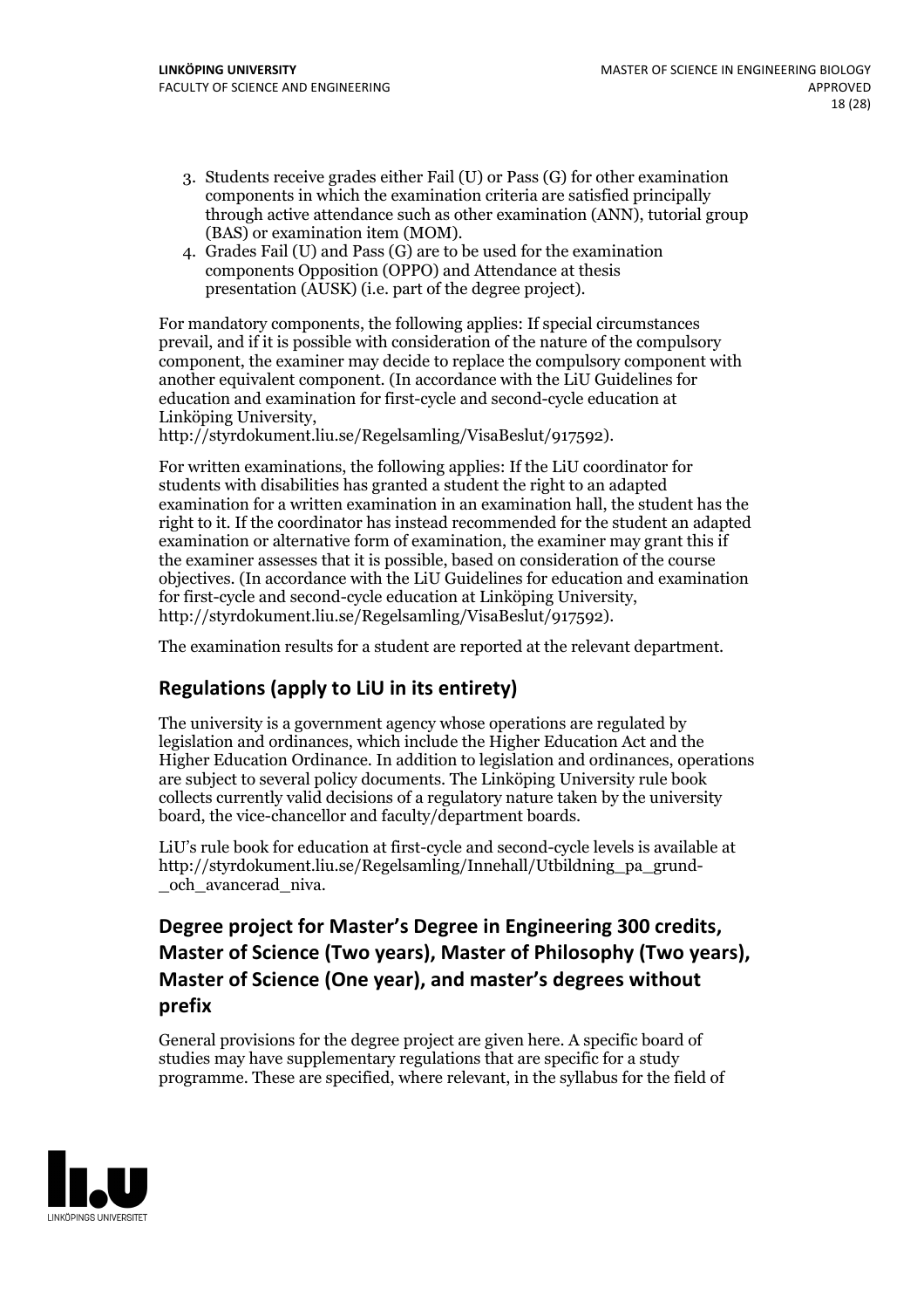3. Students receive grades either Fail (U) or Pass (G) for other examination components in which the examination criteria are satisfied principally through active attendance such as other examination (ANN), tutorial group (BAS) or examination item (MOM).
4. Grades Fail (U) and Pass (G) are to be used for the examination components Opposition (OPPO) and Attendance at thesis presentation (AUSK) (i.e. part of the degree project).

For mandatory components, the following applies: If special circumstances prevail, and if it is possible with consideration of the nature of the compulsory component, the examiner may decide to replace the compulsory component with another equivalent component. (In accordance with the LiU Guidelines for education and examination for first-cycle and second-cycle education at Linköping University, http://styrdokument.liu.se/Regelsamling/VisaBeslut/917592).

For written examinations, the following applies: If the LiU coordinator for students with disabilities has granted a student the right to an adapted examination for a written examination in an examination hall, the student has the right to it. If the coordinator has instead recommended for the student an adapted examination or alternative form of examination, the examiner may grant this if the examiner assesses that it is possible, based on consideration of the course objectives. (In accordance with the LiU Guidelines for education and examination for first-cycle and second-cycle education at Linköping University, http://styrdokument.liu.se/Regelsamling/VisaBeslut/917592).

The examination results for a student are reported at the relevant department.

## Regulations (apply to LiU in its entirety)

The university is a government agency whose operations are regulated by legislation and ordinances, which include the Higher Education Act and the Higher Education Ordinance. In addition to legislation and ordinances, operations are subject to several policy documents. The Linköping University rule book collects currently valid decisions of a regulatory nature taken by the university board, the vice-chancellor and faculty/department boards.

LiU's rule book for education at first-cycle and second-cycle levels is available at http://styrdokument.liu.se/Regelsamling/Innehall/Utbildning_pa_grund-_och_avancerad_niva.

## Degree project for Master's Degree in Engineering 300 credits, Master of Science (Two years), Master of Philosophy (Two years), Master of Science (One year), and master's degrees without prefix

General provisions for the degree project are given here. A specific board of studies may have supplementary regulations that are specific for a study programme. These are specified, where relevant, in the syllabus for the field of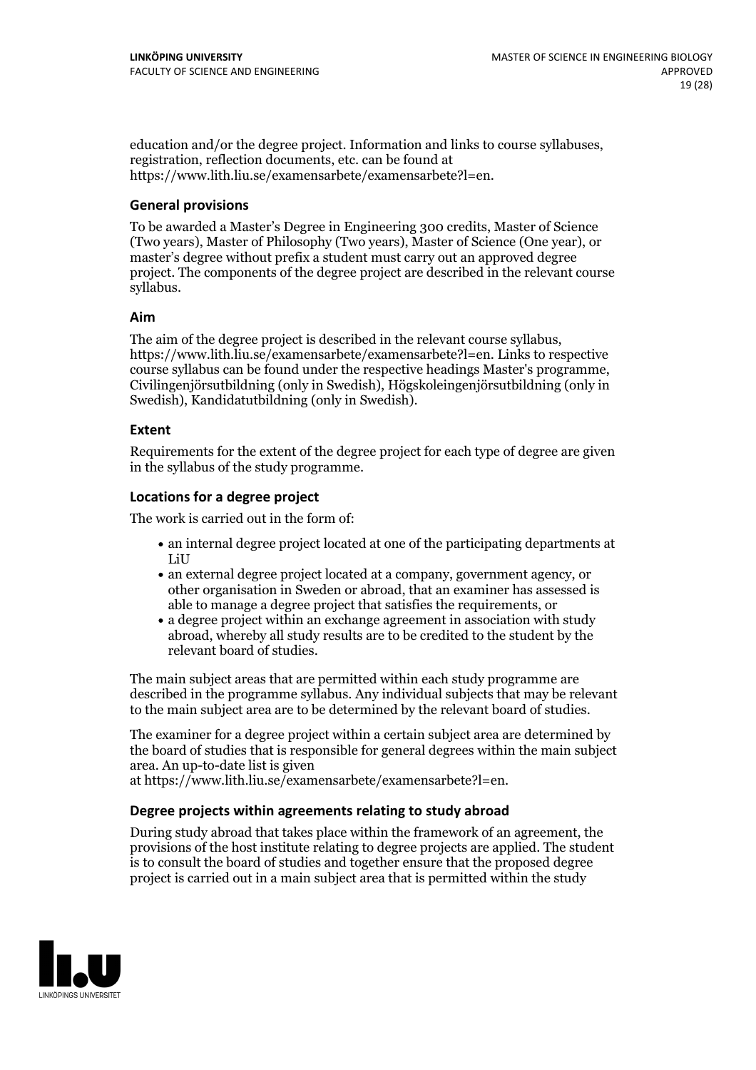education and/or the degree project. Information and links to course syllabuses, registration, reflection documents, etc. can be found at https://www.lith.liu.se/examensarbete/examensarbete?l=en.

### General provisions

To be awarded a Master's Degree in Engineering 300 credits, Master of Science (Two years), Master of Philosophy (Two years), Master of Science (One year), or master's degree without prefix a student must carry out an approved degree project. The components of the degree project are described in the relevant course syllabus.

### Aim

The aim of the degree project is described in the relevant course syllabus, https://www.lith.liu.se/examensarbete/examensarbete?l=en. Links to respective course syllabus can be found under the respective headings Master's programme, Civilingenjörsutbildning (only in Swedish), Högskoleingenjörsutbildning (only in Swedish), Kandidatutbildning (only in Swedish).

### Extent

Requirements for the extent of the degree project for each type of degree are given in the syllabus of the study programme.

### Locations for a degree project

The work is carried out in the form of:

- an internal degree project located at one of the participating departments at LiU
- an external degree project located at a company, government agency, or other organisation in Sweden or abroad, that an examiner has assessed is able to manage a degree project that satisfies the requirements, or
- a degree project within an exchange agreement in association with study abroad, whereby all study results are to be credited to the student by the relevant board of studies.

The main subject areas that are permitted within each study programme are described in the programme syllabus. Any individual subjects that may be relevant to the main subject area are to be determined by the relevant board of studies.

The examiner for a degree project within a certain subject area are determined by the board of studies that is responsible for general degrees within the main subject area. An up-to-date list is given at https://www.lith.liu.se/examensarbete/examensarbete?l=en.

### Degree projects within agreements relating to study abroad

During study abroad that takes place within the framework of an agreement, the provisions of the host institute relating to degree projects are applied. The student is to consult the board of studies and together ensure that the proposed degree project is carried out in a main subject area that is permitted within the study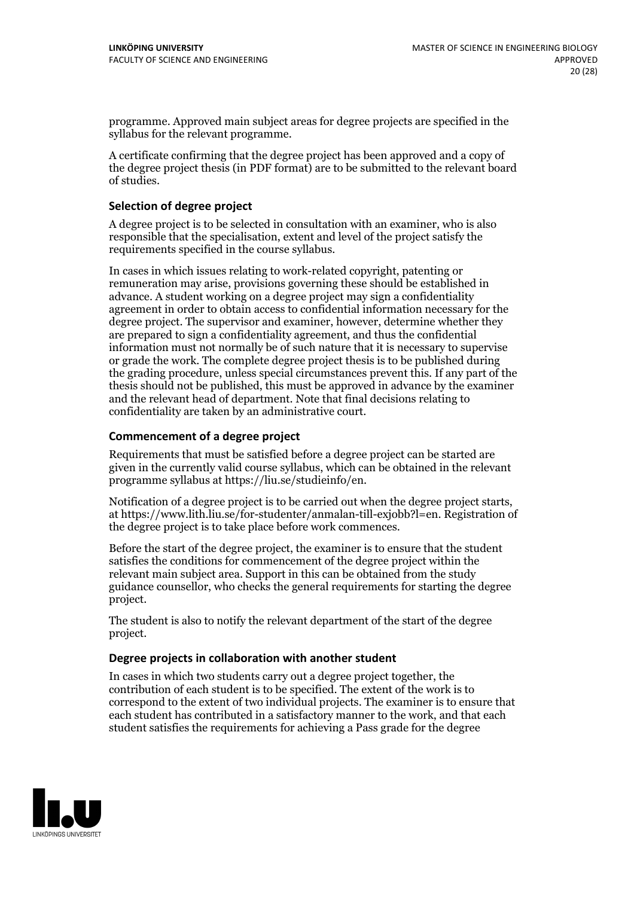programme. Approved main subject areas for degree projects are specified in the syllabus for the relevant programme.

A certificate confirming that the degree project has been approved and a copy of the degree project thesis (in PDF format) are to be submitted to the relevant board of studies.

### Selection of degree project

A degree project is to be selected in consultation with an examiner, who is also responsible that the specialisation, extent and level of the project satisfy the requirements specified in the course syllabus.

In cases in which issues relating to work-related copyright, patenting or remuneration may arise, provisions governing these should be established in advance. A student working on a degree project may sign a confidentiality agreement in order to obtain access to confidential information necessary for the degree project. The supervisor and examiner, however, determine whether they are prepared to sign a confidentiality agreement, and thus the confidential information must not normally be of such nature that it is necessary to supervise or grade the work. The complete degree project thesis is to be published during the grading procedure, unless special circumstances prevent this. If any part of the thesis should not be published, this must be approved in advance by the examiner and the relevant head of department. Note that final decisions relating to confidentiality are taken by an administrative court.

### Commencement of a degree project

Requirements that must be satisfied before a degree project can be started are given in the currently valid course syllabus, which can be obtained in the relevant programme syllabus at https://liu.se/studieinfo/en.

Notification of a degree project is to be carried out when the degree project starts, at https://www.lith.liu.se/for-studenter/anmalan-till-exjobb?l=en. Registration of the degree project is to take place before work commences.

Before the start of the degree project, the examiner is to ensure that the student satisfies the conditions for commencement of the degree project within the relevant main subject area. Support in this can be obtained from the study guidance counsellor, who checks the general requirements for starting the degree project.

The student is also to notify the relevant department of the start of the degree project.

### Degree projects in collaboration with another student

In cases in which two students carry out a degree project together, the contribution of each student is to be specified. The extent of the work is to correspond to the extent of two individual projects. The examiner is to ensure that each student has contributed in a satisfactory manner to the work, and that each student satisfies the requirements for achieving a Pass grade for the degree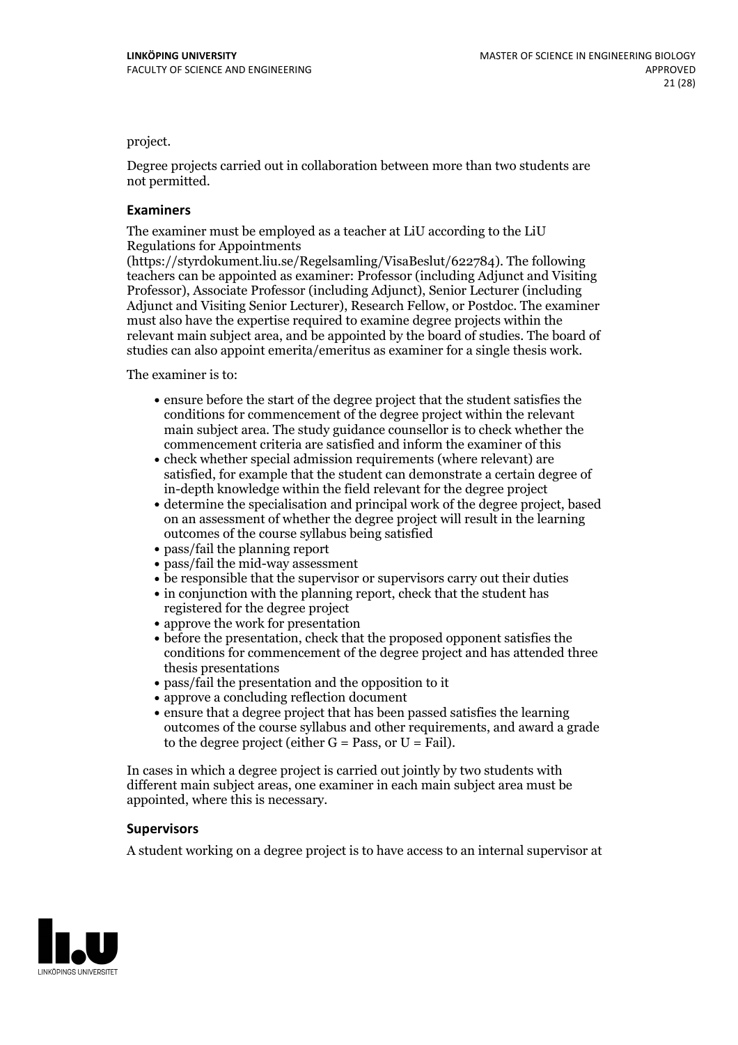project.

Degree projects carried out in collaboration between more than two students are not permitted.

### Examiners

The examiner must be employed as a teacher at LiU according to the LiU Regulations for Appointments (https://styrdokument.liu.se/Regelsamling/VisaBeslut/622784). The following teachers can be appointed as examiner: Professor (including Adjunct and Visiting Professor), Associate Professor (including Adjunct), Senior Lecturer (including Adjunct and Visiting Senior Lecturer), Research Fellow, or Postdoc. The examiner must also have the expertise required to examine degree projects within the relevant main subject area, and be appointed by the board of studies. The board of studies can also appoint emerita/emeritus as examiner for a single thesis work.

The examiner is to:

- ensure before the start of the degree project that the student satisfies the conditions for commencement of the degree project within the relevant main subject area. The study guidance counsellor is to check whether the commencement criteria are satisfied and inform the examiner of this
- check whether special admission requirements (where relevant) are satisfied, for example that the student can demonstrate a certain degree of in-depth knowledge within the field relevant for the degree project
- determine the specialisation and principal work of the degree project, based on an assessment of whether the degree project will result in the learning outcomes of the course syllabus being satisfied
- pass/fail the planning report
- pass/fail the mid-way assessment
- be responsible that the supervisor or supervisors carry out their duties
- in conjunction with the planning report, check that the student has registered for the degree project
- approve the work for presentation
- before the presentation, check that the proposed opponent satisfies the conditions for commencement of the degree project and has attended three thesis presentations
- pass/fail the presentation and the opposition to it
- approve a concluding reflection document
- ensure that a degree project that has been passed satisfies the learning outcomes of the course syllabus and other requirements, and award a grade to the degree project (either G = Pass, or U = Fail).

In cases in which a degree project is carried out jointly by two students with different main subject areas, one examiner in each main subject area must be appointed, where this is necessary.

### Supervisors

A student working on a degree project is to have access to an internal supervisor at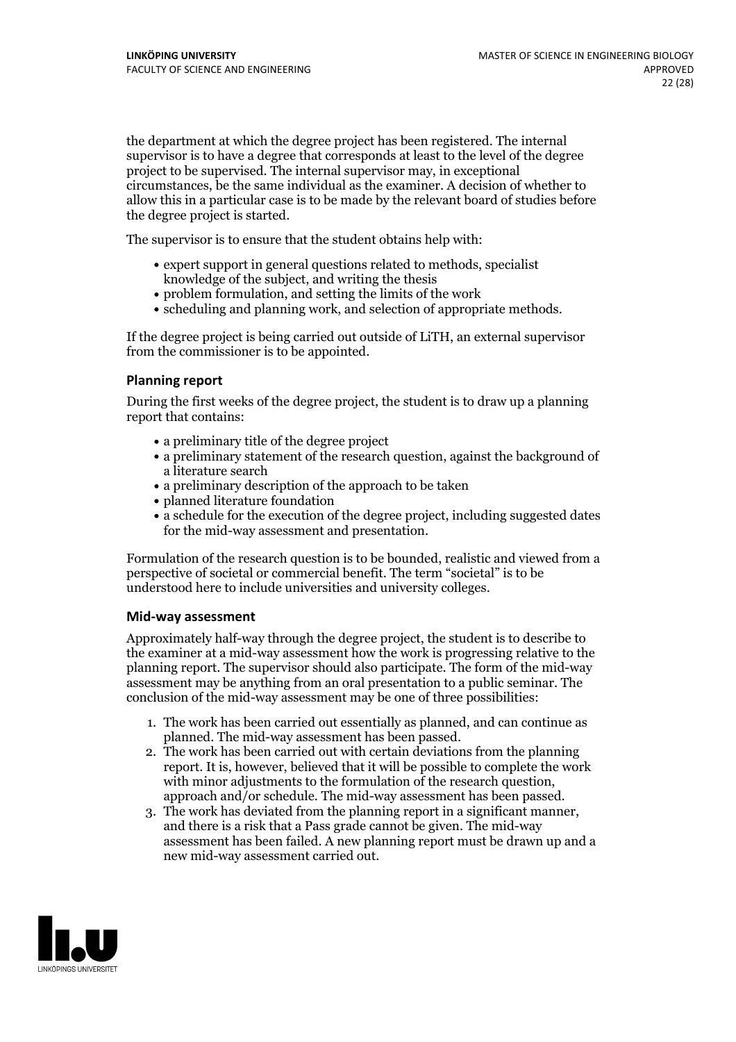the department at which the degree project has been registered. The internal supervisor is to have a degree that corresponds at least to the level of the degree project to be supervised. The internal supervisor may, in exceptional circumstances, be the same individual as the examiner. A decision of whether to allow this in a particular case is to be made by the relevant board of studies before the degree project is started.

The supervisor is to ensure that the student obtains help with:

- expert support in general questions related to methods, specialist knowledge of the subject, and writing the thesis
- problem formulation, and setting the limits of the work
- scheduling and planning work, and selection of appropriate methods.

If the degree project is being carried out outside of LiTH, an external supervisor from the commissioner is to be appointed.

#### Planning report

During the first weeks of the degree project, the student is to draw up a planning report that contains:

- a preliminary title of the degree project
- a preliminary statement of the research question, against the background of a literature search
- a preliminary description of the approach to be taken
- planned literature foundation
- a schedule for the execution of the degree project, including suggested dates for the mid-way assessment and presentation.

Formulation of the research question is to be bounded, realistic and viewed from a perspective of societal or commercial benefit. The term "societal" is to be understood here to include universities and university colleges.

#### Mid-way assessment

Approximately half-way through the degree project, the student is to describe to the examiner at a mid-way assessment how the work is progressing relative to the planning report. The supervisor should also participate. The form of the mid-way assessment may be anything from an oral presentation to a public seminar. The conclusion of the mid-way assessment may be one of three possibilities:

1. The work has been carried out essentially as planned, and can continue as planned. The mid-way assessment has been passed.
2. The work has been carried out with certain deviations from the planning report. It is, however, believed that it will be possible to complete the work with minor adjustments to the formulation of the research question, approach and/or schedule. The mid-way assessment has been passed.
3. The work has deviated from the planning report in a significant manner, and there is a risk that a Pass grade cannot be given. The mid-way assessment has been failed. A new planning report must be drawn up and a new mid-way assessment carried out.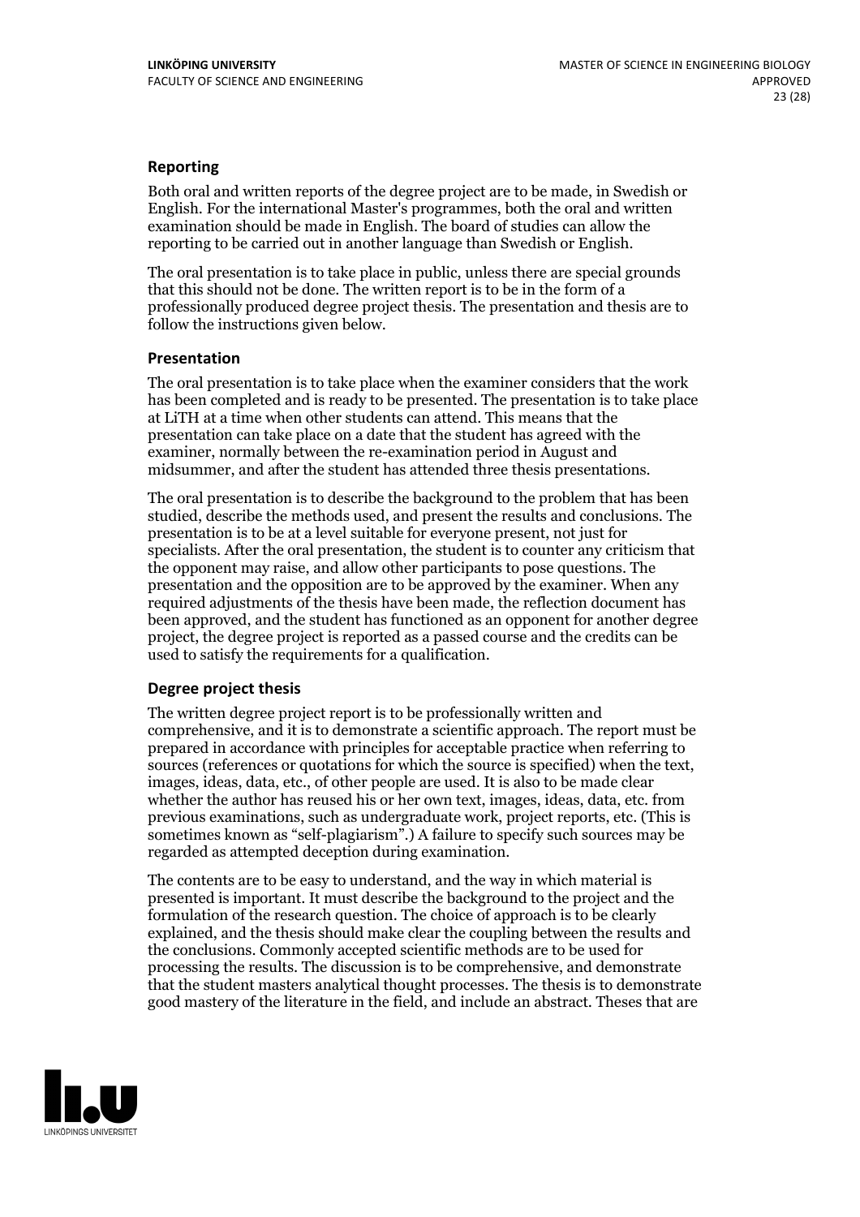### Reporting

Both oral and written reports of the degree project are to be made, in Swedish or English. For the international Master's programmes, both the oral and written examination should be made in English. The board of studies can allow the reporting to be carried out in another language than Swedish or English.

The oral presentation is to take place in public, unless there are special grounds that this should not be done. The written report is to be in the form of a professionally produced degree project thesis. The presentation and thesis are to follow the instructions given below.

### Presentation

The oral presentation is to take place when the examiner considers that the work has been completed and is ready to be presented. The presentation is to take place at LiTH at a time when other students can attend. This means that the presentation can take place on a date that the student has agreed with the examiner, normally between the re-examination period in August and midsummer, and after the student has attended three thesis presentations.

The oral presentation is to describe the background to the problem that has been studied, describe the methods used, and present the results and conclusions. The presentation is to be at a level suitable for everyone present, not just for specialists. After the oral presentation, the student is to counter any criticism that the opponent may raise, and allow other participants to pose questions. The presentation and the opposition are to be approved by the examiner. When any required adjustments of the thesis have been made, the reflection document has been approved, and the student has functioned as an opponent for another degree project, the degree project is reported as a passed course and the credits can be used to satisfy the requirements for a qualification.

### Degree project thesis

The written degree project report is to be professionally written and comprehensive, and it is to demonstrate a scientific approach. The report must be prepared in accordance with principles for acceptable practice when referring to sources (references or quotations for which the source is specified) when the text, images, ideas, data, etc., of other people are used. It is also to be made clear whether the author has reused his or her own text, images, ideas, data, etc. from previous examinations, such as undergraduate work, project reports, etc. (This is sometimes known as "self-plagiarism".) A failure to specify such sources may be regarded as attempted deception during examination.

The contents are to be easy to understand, and the way in which material is presented is important. It must describe the background to the project and the formulation of the research question. The choice of approach is to be clearly explained, and the thesis should make clear the coupling between the results and the conclusions. Commonly accepted scientific methods are to be used for processing the results. The discussion is to be comprehensive, and demonstrate that the student masters analytical thought processes. The thesis is to demonstrate good mastery of the literature in the field, and include an abstract. Theses that are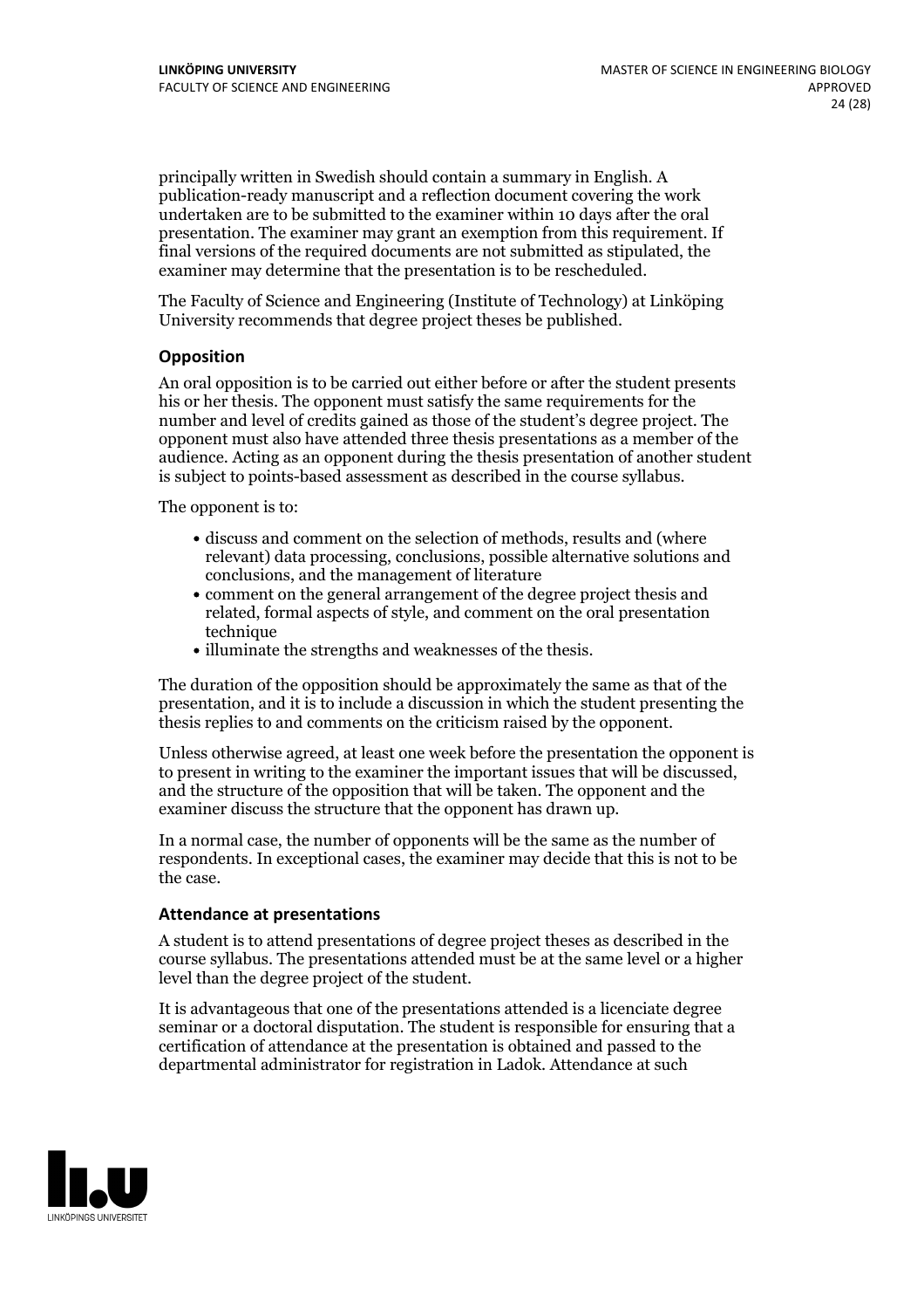principally written in Swedish should contain a summary in English. A publication-ready manuscript and a reflection document covering the work undertaken are to be submitted to the examiner within 10 days after the oral presentation. The examiner may grant an exemption from this requirement. If final versions of the required documents are not submitted as stipulated, the examiner may determine that the presentation is to be rescheduled.

The Faculty of Science and Engineering (Institute of Technology) at Linköping University recommends that degree project theses be published.

### Opposition

An oral opposition is to be carried out either before or after the student presents his or her thesis. The opponent must satisfy the same requirements for the number and level of credits gained as those of the student's degree project. The opponent must also have attended three thesis presentations as a member of the audience. Acting as an opponent during the thesis presentation of another student is subject to points-based assessment as described in the course syllabus.

The opponent is to:

- discuss and comment on the selection of methods, results and (where relevant) data processing, conclusions, possible alternative solutions and conclusions, and the management of literature
- comment on the general arrangement of the degree project thesis and related, formal aspects of style, and comment on the oral presentation technique
- illuminate the strengths and weaknesses of the thesis.

The duration of the opposition should be approximately the same as that of the presentation, and it is to include a discussion in which the student presenting the thesis replies to and comments on the criticism raised by the opponent.

Unless otherwise agreed, at least one week before the presentation the opponent is to present in writing to the examiner the important issues that will be discussed, and the structure of the opposition that will be taken. The opponent and the examiner discuss the structure that the opponent has drawn up.

In a normal case, the number of opponents will be the same as the number of respondents. In exceptional cases, the examiner may decide that this is not to be the case.

### Attendance at presentations

A student is to attend presentations of degree project theses as described in the course syllabus. The presentations attended must be at the same level or a higher level than the degree project of the student.

It is advantageous that one of the presentations attended is a licenciate degree seminar or a doctoral disputation. The student is responsible for ensuring that a certification of attendance at the presentation is obtained and passed to the departmental administrator for registration in Ladok. Attendance at such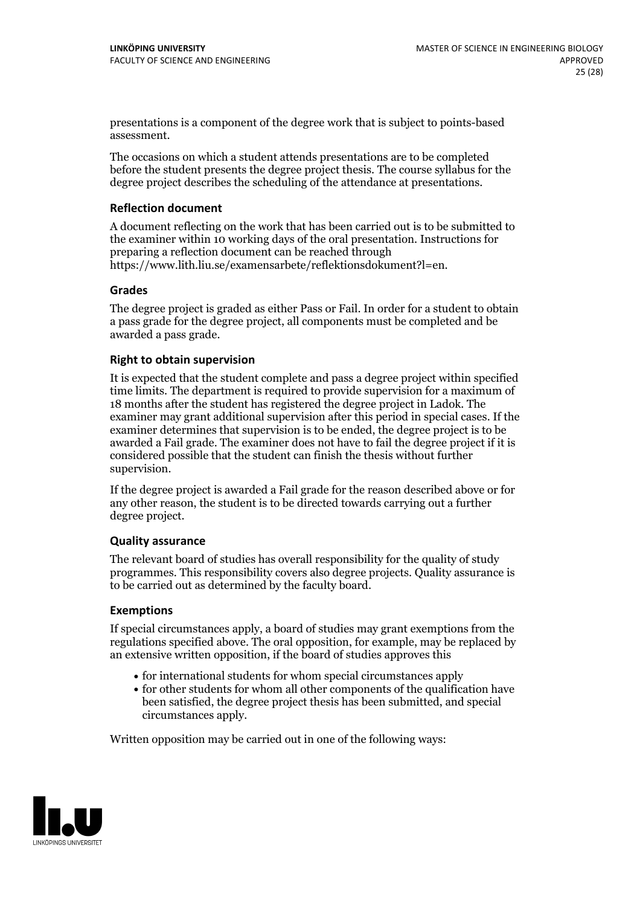presentations is a component of the degree work that is subject to points-based assessment.

The occasions on which a student attends presentations are to be completed before the student presents the degree project thesis. The course syllabus for the degree project describes the scheduling of the attendance at presentations.

### Reflection document

A document reflecting on the work that has been carried out is to be submitted to the examiner within 10 working days of the oral presentation. Instructions for preparing a reflection document can be reached through https://www.lith.liu.se/examensarbete/reflektionsdokument?l=en.

### Grades

The degree project is graded as either Pass or Fail. In order for a student to obtain a pass grade for the degree project, all components must be completed and be awarded a pass grade.

### Right to obtain supervision

It is expected that the student complete and pass a degree project within specified time limits. The department is required to provide supervision for a maximum of 18 months after the student has registered the degree project in Ladok. The examiner may grant additional supervision after this period in special cases. If the examiner determines that supervision is to be ended, the degree project is to be awarded a Fail grade. The examiner does not have to fail the degree project if it is considered possible that the student can finish the thesis without further supervision.

If the degree project is awarded a Fail grade for the reason described above or for any other reason, the student is to be directed towards carrying out a further degree project.

### Quality assurance

The relevant board of studies has overall responsibility for the quality of study programmes. This responsibility covers also degree projects. Quality assurance is to be carried out as determined by the faculty board.

### Exemptions

If special circumstances apply, a board of studies may grant exemptions from the regulations specified above. The oral opposition, for example, may be replaced by an extensive written opposition, if the board of studies approves this

- for international students for whom special circumstances apply
- for other students for whom all other components of the qualification have been satisfied, the degree project thesis has been submitted, and special circumstances apply.

Written opposition may be carried out in one of the following ways: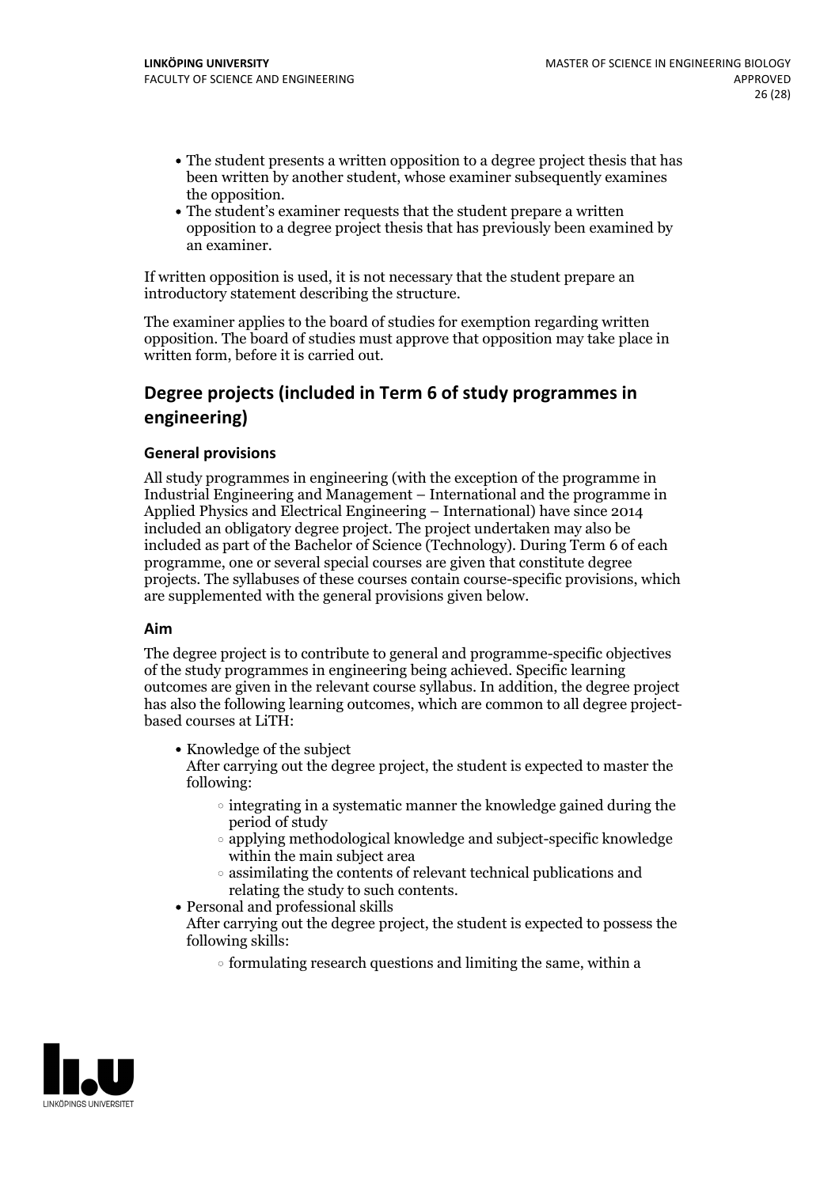- The student presents a written opposition to a degree project thesis that has been written by another student, whose examiner subsequently examines the opposition.
- The student's examiner requests that the student prepare a written opposition to a degree project thesis that has previously been examined by an examiner.

If written opposition is used, it is not necessary that the student prepare an introductory statement describing the structure.

The examiner applies to the board of studies for exemption regarding written opposition. The board of studies must approve that opposition may take place in written form, before it is carried out.

## Degree projects (included in Term 6 of study programmes in engineering)

### General provisions

All study programmes in engineering (with the exception of the programme in Industrial Engineering and Management – International and the programme in Applied Physics and Electrical Engineering – International) have since 2014 included an obligatory degree project. The project undertaken may also be included as part of the Bachelor of Science (Technology). During Term 6 of each programme, one or several special courses are given that constitute degree projects. The syllabuses of these courses contain course-specific provisions, which are supplemented with the general provisions given below.

### Aim

The degree project is to contribute to general and programme-specific objectives of the study programmes in engineering being achieved. Specific learning outcomes are given in the relevant course syllabus. In addition, the degree project has also the following learning outcomes, which are common to all degree project-based courses at LiTH:

- Knowledge of the subject
  After carrying out the degree project, the student is expected to master the following:
  - integrating in a systematic manner the knowledge gained during the period of study
  - applying methodological knowledge and subject-specific knowledge within the main subject area
  - assimilating the contents of relevant technical publications and relating the study to such contents.
- Personal and professional skills
  After carrying out the degree project, the student is expected to possess the following skills:
  - formulating research questions and limiting the same, within a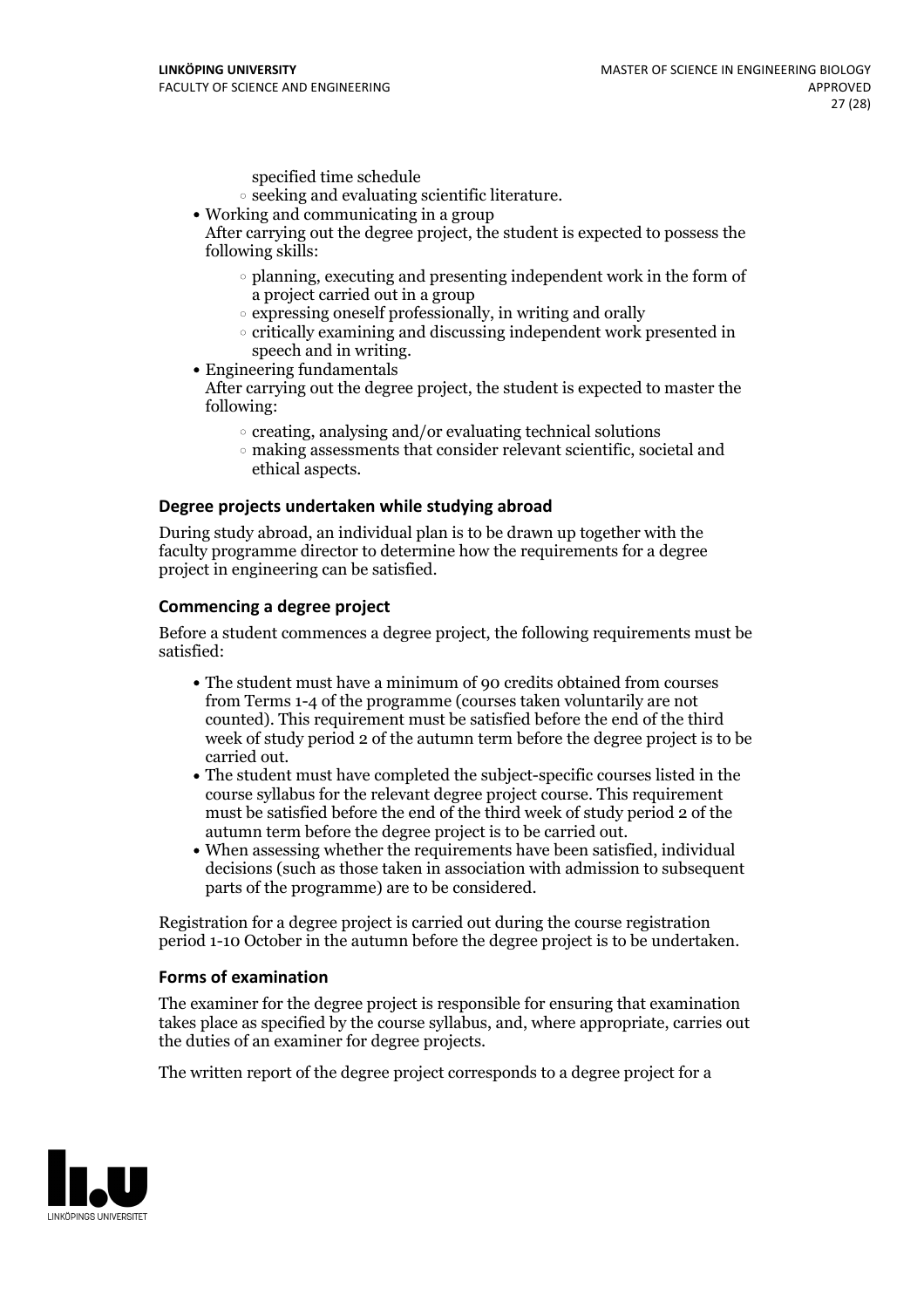specified time schedule
  - seeking and evaluating scientific literature.
- Working and communicating in a group
  After carrying out the degree project, the student is expected to possess the following skills:
  - planning, executing and presenting independent work in the form of a project carried out in a group
  - expressing oneself professionally, in writing and orally
  - critically examining and discussing independent work presented in speech and in writing.
- Engineering fundamentals
  After carrying out the degree project, the student is expected to master the following:
  - creating, analysing and/or evaluating technical solutions
  - making assessments that consider relevant scientific, societal and ethical aspects.

### Degree projects undertaken while studying abroad

During study abroad, an individual plan is to be drawn up together with the faculty programme director to determine how the requirements for a degree project in engineering can be satisfied.

### Commencing a degree project

Before a student commences a degree project, the following requirements must be satisfied:

- The student must have a minimum of 90 credits obtained from courses from Terms 1-4 of the programme (courses taken voluntarily are not counted). This requirement must be satisfied before the end of the third week of study period 2 of the autumn term before the degree project is to be carried out.
- The student must have completed the subject-specific courses listed in the course syllabus for the relevant degree project course. This requirement must be satisfied before the end of the third week of study period 2 of the autumn term before the degree project is to be carried out.
- When assessing whether the requirements have been satisfied, individual decisions (such as those taken in association with admission to subsequent parts of the programme) are to be considered.

Registration for a degree project is carried out during the course registration period 1-10 October in the autumn before the degree project is to be undertaken.

### Forms of examination

The examiner for the degree project is responsible for ensuring that examination takes place as specified by the course syllabus, and, where appropriate, carries out the duties of an examiner for degree projects.

The written report of the degree project corresponds to a degree project for a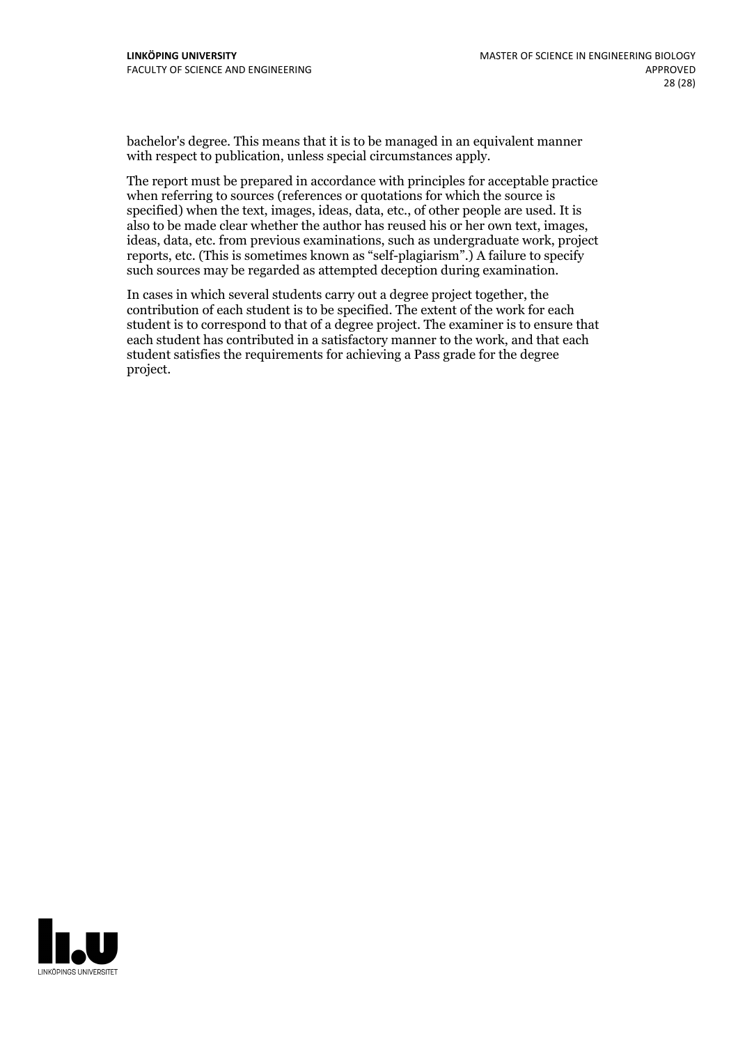bachelor's degree. This means that it is to be managed in an equivalent manner with respect to publication, unless special circumstances apply.

The report must be prepared in accordance with principles for acceptable practice when referring to sources (references or quotations for which the source is specified) when the text, images, ideas, data, etc., of other people are used. It is also to be made clear whether the author has reused his or her own text, images, ideas, data, etc. from previous examinations, such as undergraduate work, project reports, etc. (This is sometimes known as "self-plagiarism".) A failure to specify such sources may be regarded as attempted deception during examination.

In cases in which several students carry out a degree project together, the contribution of each student is to be specified. The extent of the work for each student is to correspond to that of a degree project. The examiner is to ensure that each student has contributed in a satisfactory manner to the work, and that each student satisfies the requirements for achieving a Pass grade for the degree project.